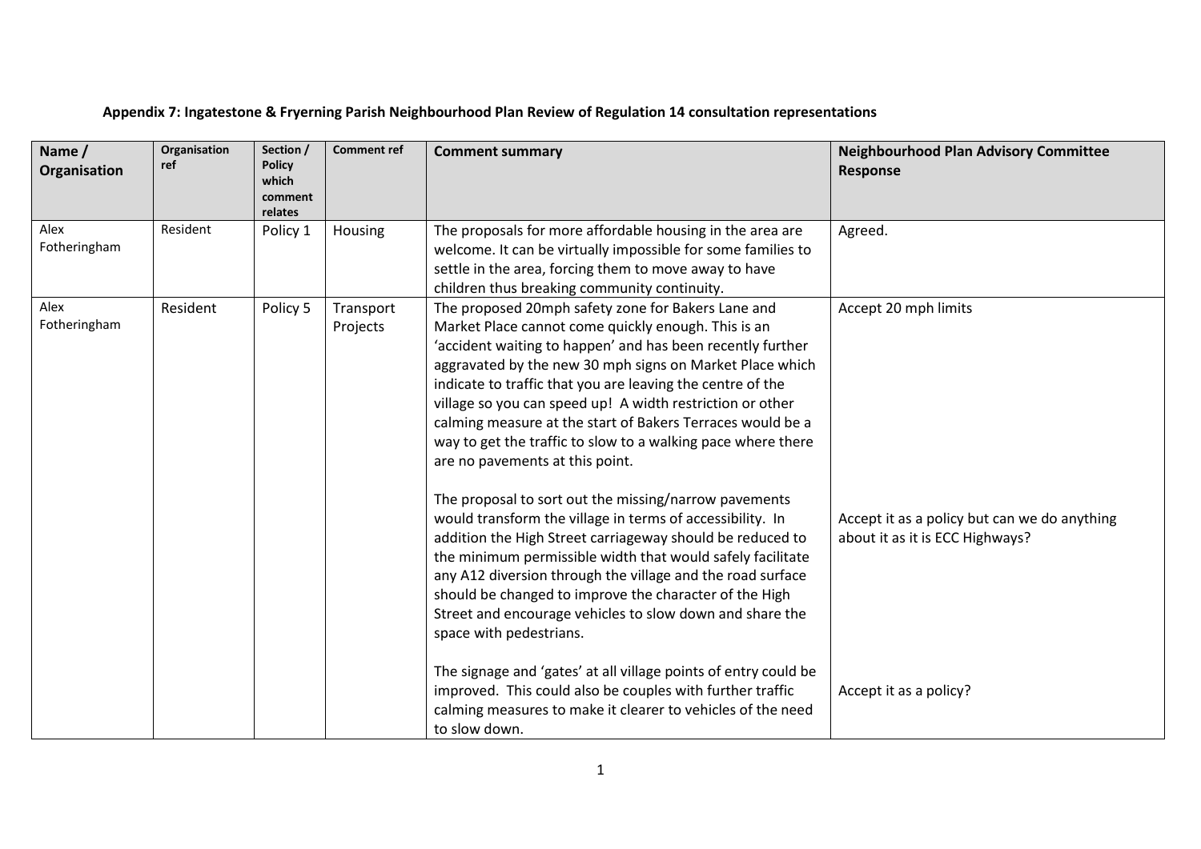**Appendix 7: Ingatestone & Fryerning Parish Neighbourhood Plan Review of Regulation 14 consultation representations**

| Name / Organisation | Organisation ref | Section / Policy which comment relates | Comment ref | Comment summary | Neighbourhood Plan Advisory Committee Response |
|---|---|---|---|---|---|
| Alex Fotheringham | Resident | Policy 1 | Housing | The proposals for more affordable housing in the area are welcome. It can be virtually impossible for some families to settle in the area, forcing them to move away to have children thus breaking community continuity. | Agreed. |
| Alex Fotheringham | Resident | Policy 5 | Transport Projects | The proposed 20mph safety zone for Bakers Lane and Market Place cannot come quickly enough. This is an 'accident waiting to happen' and has been recently further aggravated by the new 30 mph signs on Market Place which indicate to traffic that you are leaving the centre of the village so you can speed up! A width restriction or other calming measure at the start of Bakers Terraces would be a way to get the traffic to slow to a walking pace where there are no pavements at this point.<br><br>The proposal to sort out the missing/narrow pavements would transform the village in terms of accessibility. In addition the High Street carriageway should be reduced to the minimum permissible width that would safely facilitate any A12 diversion through the village and the road surface should be changed to improve the character of the High Street and encourage vehicles to slow down and share the space with pedestrians.<br><br>The signage and 'gates' at all village points of entry could be improved. This could also be couples with further traffic calming measures to make it clearer to vehicles of the need to slow down. | Accept 20 mph limits<br><br>Accept it as a policy but can we do anything about it as it is ECC Highways?<br><br>Accept it as a policy? |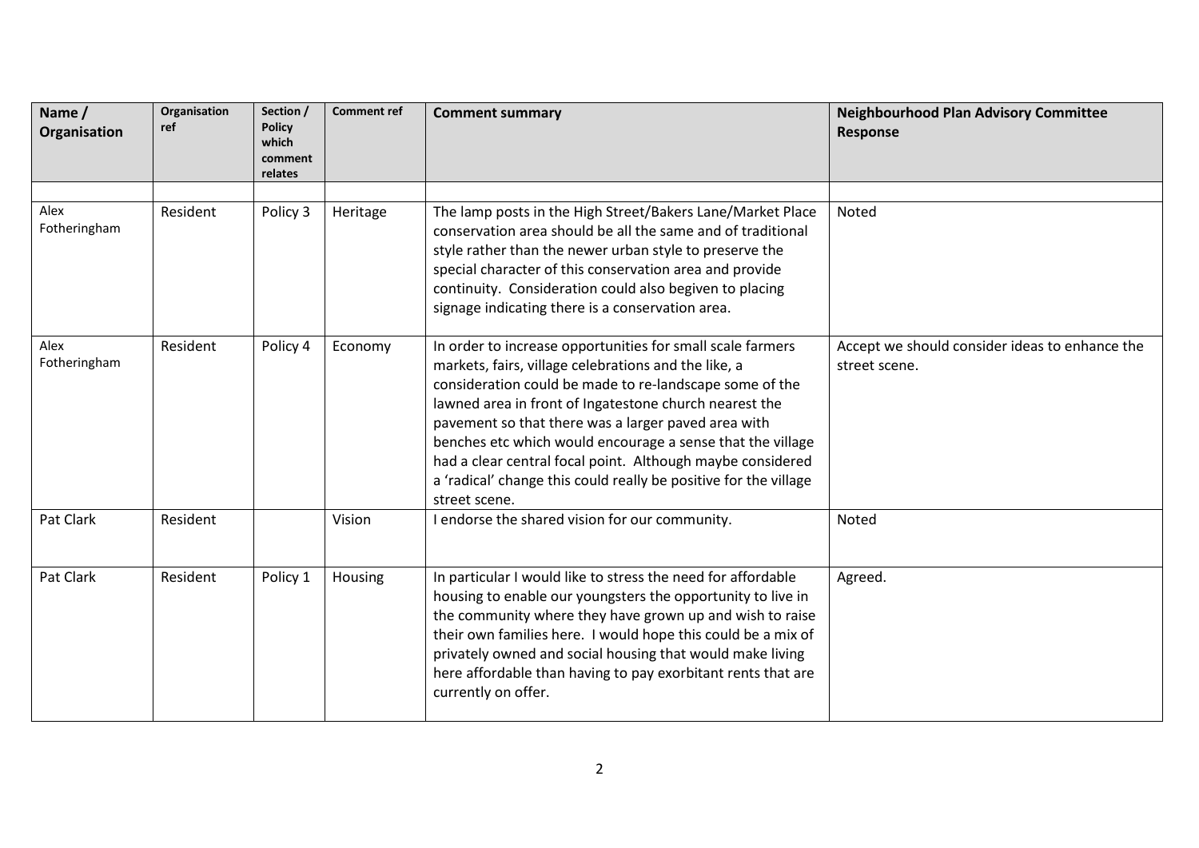| Name / Organisation | Organisation ref | Section / Policy which comment relates | Comment ref | Comment summary | Neighbourhood Plan Advisory Committee Response |
|---|---|---|---|---|---|
| | | | | | |
| Alex Fotheringham | Resident | Policy 3 | Heritage | The lamp posts in the High Street/Bakers Lane/Market Place conservation area should be all the same and of traditional style rather than the newer urban style to preserve the special character of this conservation area and provide continuity. Consideration could also begiven to placing signage indicating there is a conservation area. | Noted |
| Alex Fotheringham | Resident | Policy 4 | Economy | In order to increase opportunities for small scale farmers markets, fairs, village celebrations and the like, a consideration could be made to re-landscape some of the lawned area in front of Ingatestone church nearest the pavement so that there was a larger paved area with benches etc which would encourage a sense that the village had a clear central focal point. Although maybe considered a 'radical' change this could really be positive for the village street scene. | Accept we should consider ideas to enhance the street scene. |
| Pat Clark | Resident | | Vision | I endorse the shared vision for our community. | Noted |
| Pat Clark | Resident | Policy 1 | Housing | In particular I would like to stress the need for affordable housing to enable our youngsters the opportunity to live in the community where they have grown up and wish to raise their own families here. I would hope this could be a mix of privately owned and social housing that would make living here affordable than having to pay exorbitant rents that are currently on offer. | Agreed. |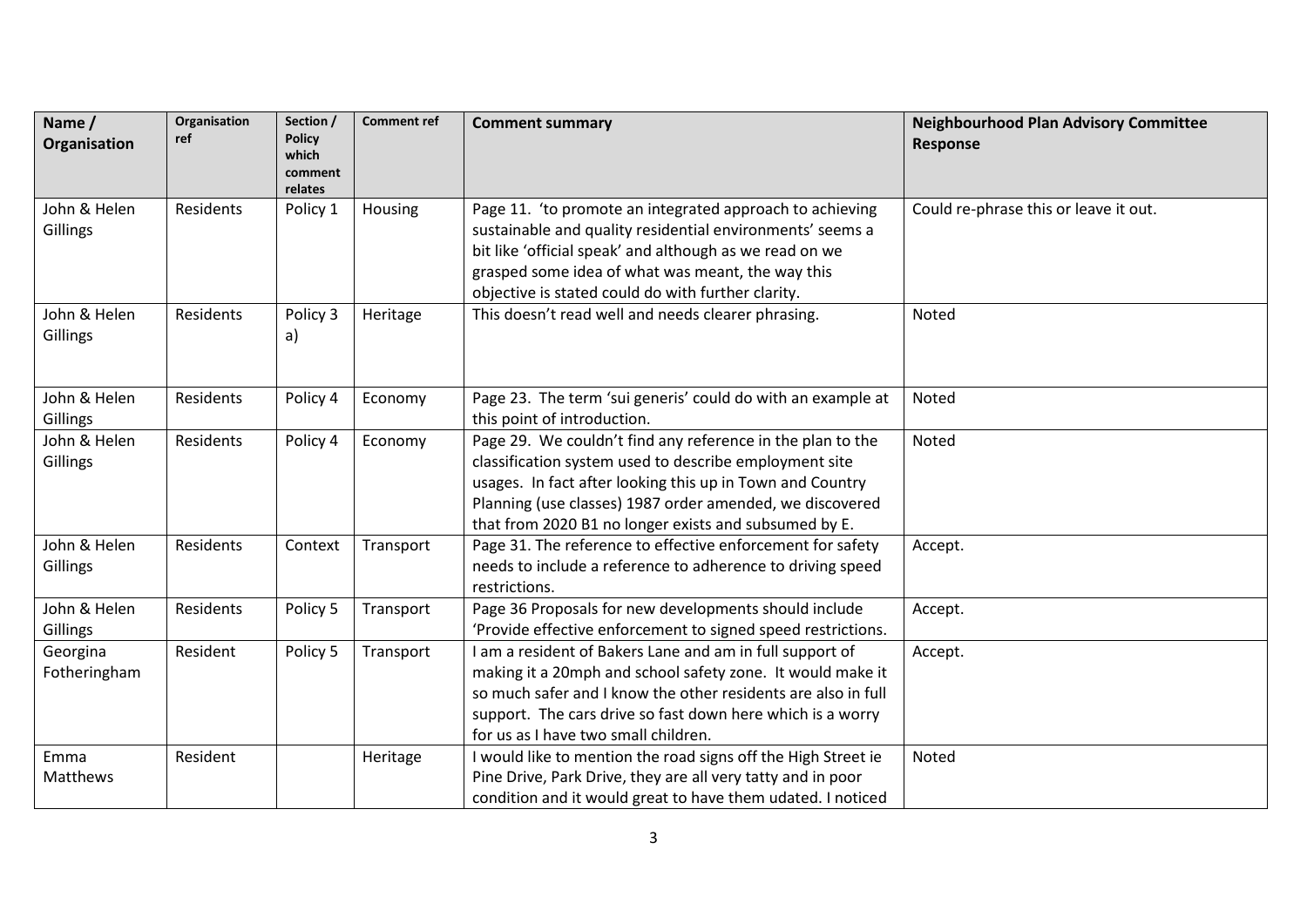| Name / Organisation | Organisation ref | Section / Policy which comment relates | Comment ref | Comment summary | Neighbourhood Plan Advisory Committee Response |
|---|---|---|---|---|---|
| John & Helen Gillings | Residents | Policy 1 | Housing | Page 11. 'to promote an integrated approach to achieving sustainable and quality residential environments' seems a bit like 'official speak' and although as we read on we grasped some idea of what was meant, the way this objective is stated could do with further clarity. | Could re-phrase this or leave it out. |
| John & Helen Gillings | Residents | Policy 3 a) | Heritage | This doesn't read well and needs clearer phrasing. | Noted |
| John & Helen Gillings | Residents | Policy 4 | Economy | Page 23. The term 'sui generis' could do with an example at this point of introduction. | Noted |
| John & Helen Gillings | Residents | Policy 4 | Economy | Page 29. We couldn't find any reference in the plan to the classification system used to describe employment site usages. In fact after looking this up in Town and Country Planning (use classes) 1987 order amended, we discovered that from 2020 B1 no longer exists and subsumed by E. | Noted |
| John & Helen Gillings | Residents | Context | Transport | Page 31. The reference to effective enforcement for safety needs to include a reference to adherence to driving speed restrictions. | Accept. |
| John & Helen Gillings | Residents | Policy 5 | Transport | Page 36 Proposals for new developments should include 'Provide effective enforcement to signed speed restrictions. | Accept. |
| Georgina Fotheringham | Resident | Policy 5 | Transport | I am a resident of Bakers Lane and am in full support of making it a 20mph and school safety zone. It would make it so much safer and I know the other residents are also in full support. The cars drive so fast down here which is a worry for us as I have two small children. | Accept. |
| Emma Matthews | Resident | | Heritage | I would like to mention the road signs off the High Street ie Pine Drive, Park Drive, they are all very tatty and in poor condition and it would great to have them udated. I noticed | Noted |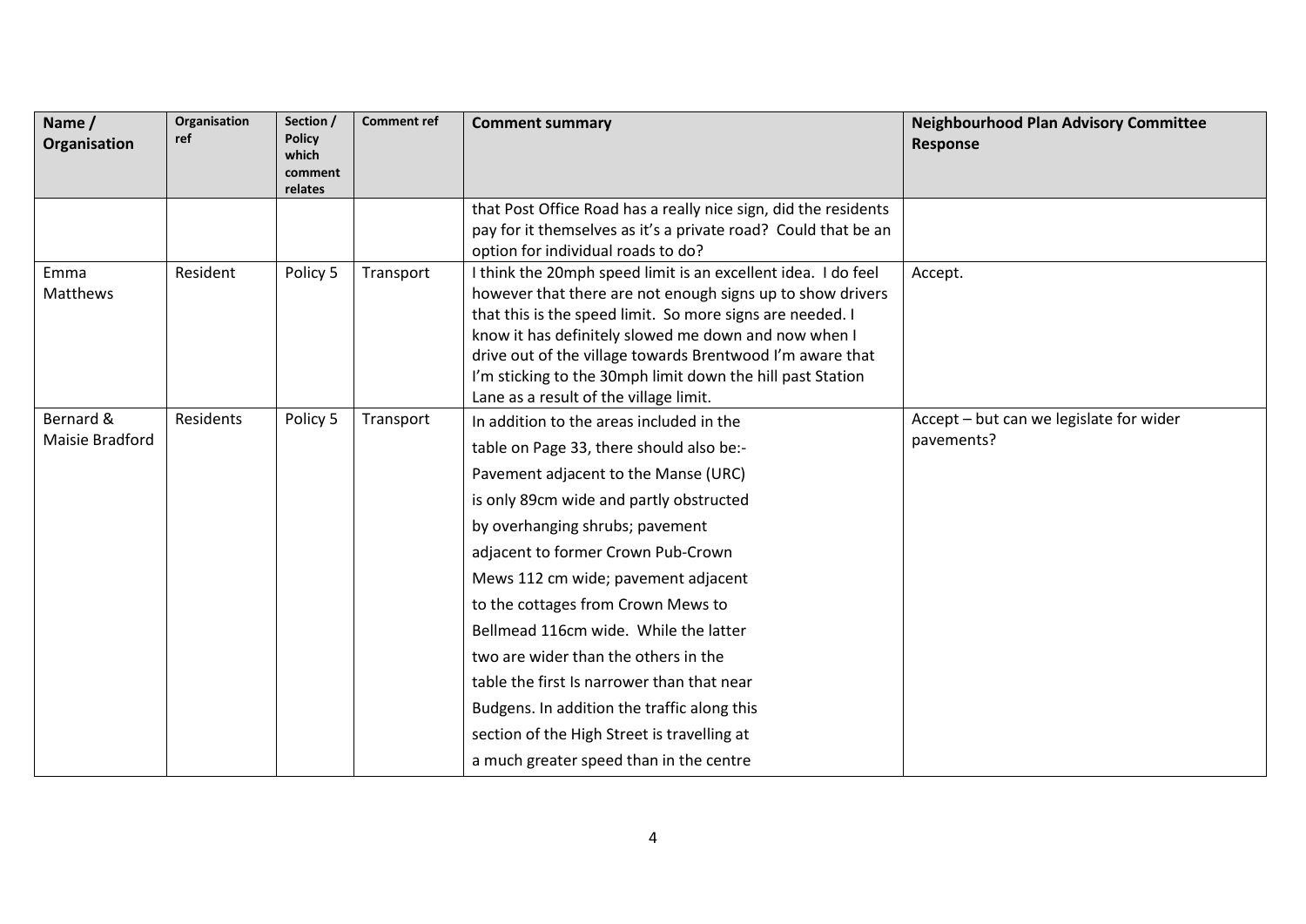| Name / Organisation | Organisation ref | Section / Policy which comment relates | Comment ref | Comment summary | Neighbourhood Plan Advisory Committee Response |
|---|---|---|---|---|---|
| | | | | that Post Office Road has a really nice sign, did the residents pay for it themselves as it's a private road? Could that be an option for individual roads to do? | |
| Emma Matthews | Resident | Policy 5 | Transport | I think the 20mph speed limit is an excellent idea. I do feel however that there are not enough signs up to show drivers that this is the speed limit. So more signs are needed. I know it has definitely slowed me down and now when I drive out of the village towards Brentwood I'm aware that I'm sticking to the 30mph limit down the hill past Station Lane as a result of the village limit. | Accept. |
| Bernard & Maisie Bradford | Residents | Policy 5 | Transport | In addition to the areas included in the table on Page 33, there should also be:- Pavement adjacent to the Manse (URC) is only 89cm wide and partly obstructed by overhanging shrubs; pavement adjacent to former Crown Pub-Crown Mews 112 cm wide; pavement adjacent to the cottages from Crown Mews to Bellmead 116cm wide. While the latter two are wider than the others in the table the first Is narrower than that near Budgens. In addition the traffic along this section of the High Street is travelling at a much greater speed than in the centre | Accept – but can we legislate for wider pavements? |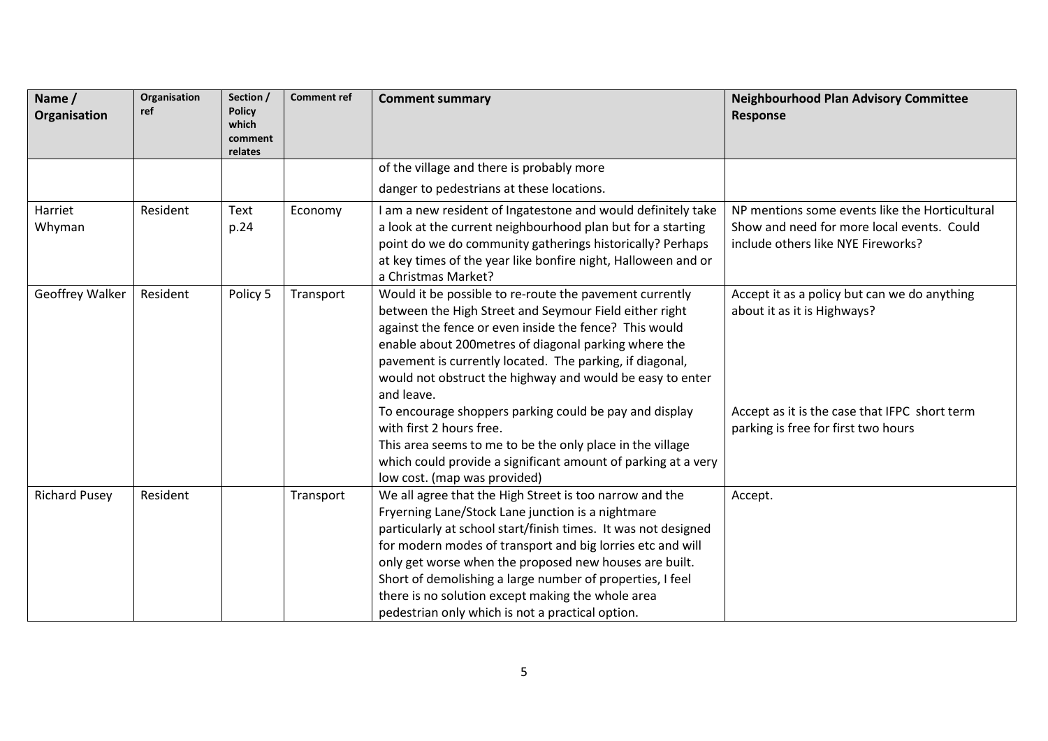| Name / Organisation | Organisation ref | Section / Policy which comment relates | Comment ref | Comment summary | Neighbourhood Plan Advisory Committee Response |
|---|---|---|---|---|---|
| | | | | of the village and there is probably more danger to pedestrians at these locations. | |
| Harriet Whyman | Resident | Text p.24 | Economy | I am a new resident of Ingatestone and would definitely take a look at the current neighbourhood plan but for a starting point do we do community gatherings historically? Perhaps at key times of the year like bonfire night, Halloween and or a Christmas Market? | NP mentions some events like the Horticultural Show and need for more local events. Could include others like NYE Fireworks? |
| Geoffrey Walker | Resident | Policy 5 | Transport | Would it be possible to re-route the pavement currently between the High Street and Seymour Field either right against the fence or even inside the fence? This would enable about 200metres of diagonal parking where the pavement is currently located. The parking, if diagonal, would not obstruct the highway and would be easy to enter and leave.<br>To encourage shoppers parking could be pay and display with first 2 hours free.<br>This area seems to me to be the only place in the village which could provide a significant amount of parking at a very low cost. (map was provided) | Accept it as a policy but can we do anything about it as it is Highways?<br><br>Accept as it is the case that IFPC short term parking is free for first two hours |
| Richard Pusey | Resident | | Transport | We all agree that the High Street is too narrow and the Fryerning Lane/Stock Lane junction is a nightmare particularly at school start/finish times. It was not designed for modern modes of transport and big lorries etc and will only get worse when the proposed new houses are built. Short of demolishing a large number of properties, I feel there is no solution except making the whole area pedestrian only which is not a practical option. | Accept. |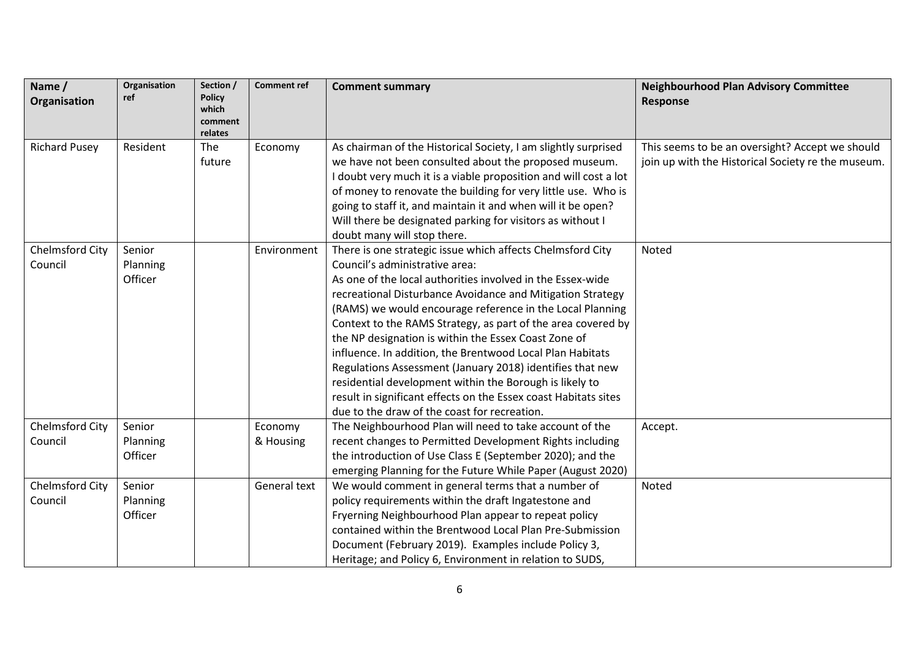| Name / Organisation | Organisation ref | Section / Policy which comment relates | Comment ref | Comment summary | Neighbourhood Plan Advisory Committee Response |
|---|---|---|---|---|---|
| Richard Pusey | Resident | The future | Economy | As chairman of the Historical Society, I am slightly surprised we have not been consulted about the proposed museum. I doubt very much it is a viable proposition and will cost a lot of money to renovate the building for very little use. Who is going to staff it, and maintain it and when will it be open? Will there be designated parking for visitors as without I doubt many will stop there. | This seems to be an oversight? Accept we should join up with the Historical Society re the museum. |
| Chelmsford City Council | Senior Planning Officer | | Environment | There is one strategic issue which affects Chelmsford City Council's administrative area: As one of the local authorities involved in the Essex-wide recreational Disturbance Avoidance and Mitigation Strategy (RAMS) we would encourage reference in the Local Planning Context to the RAMS Strategy, as part of the area covered by the NP designation is within the Essex Coast Zone of influence. In addition, the Brentwood Local Plan Habitats Regulations Assessment (January 2018) identifies that new residential development within the Borough is likely to result in significant effects on the Essex coast Habitats sites due to the draw of the coast for recreation. | Noted |
| Chelmsford City Council | Senior Planning Officer | | Economy & Housing | The Neighbourhood Plan will need to take account of the recent changes to Permitted Development Rights including the introduction of Use Class E (September 2020); and the emerging Planning for the Future While Paper (August 2020) | Accept. |
| Chelmsford City Council | Senior Planning Officer | | General text | We would comment in general terms that a number of policy requirements within the draft Ingatestone and Fryerning Neighbourhood Plan appear to repeat policy contained within the Brentwood Local Plan Pre-Submission Document (February 2019). Examples include Policy 3, Heritage; and Policy 6, Environment in relation to SUDS, | Noted |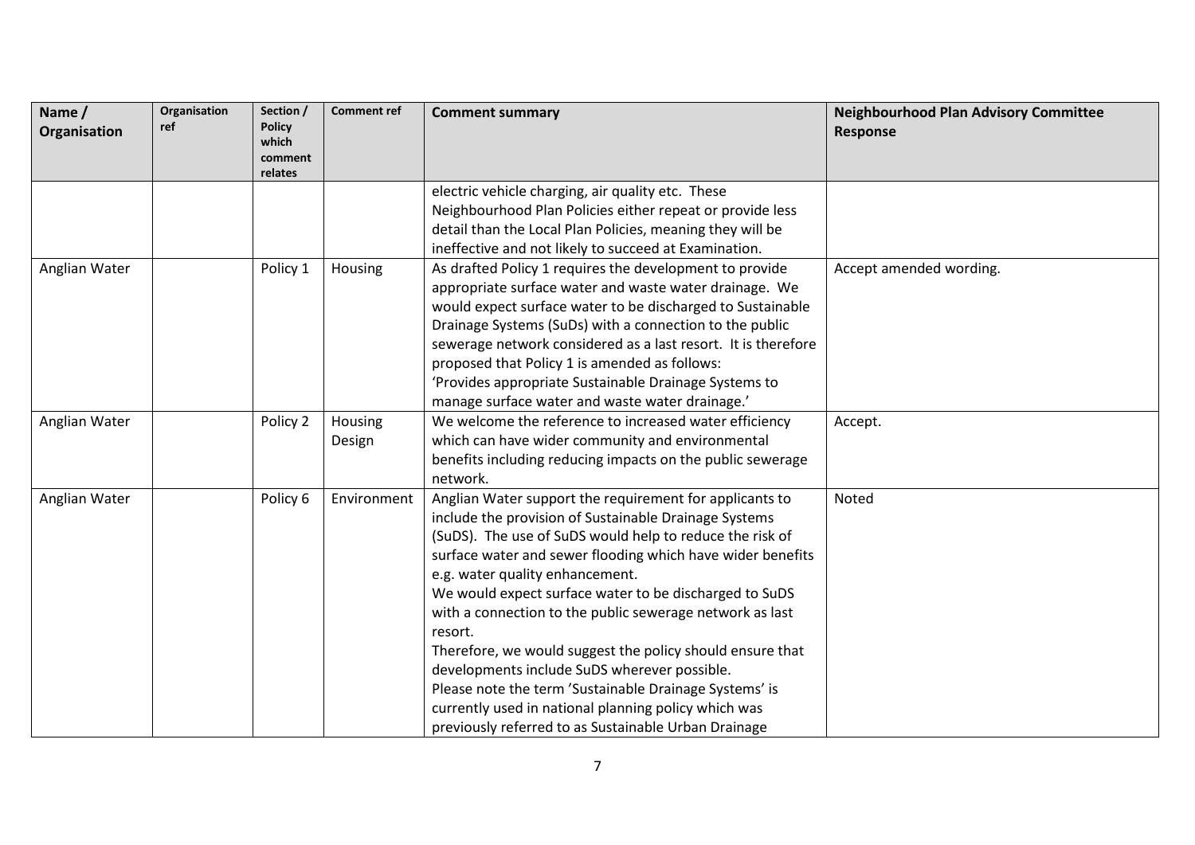| Name / Organisation | Organisation ref | Section / Policy which comment relates | Comment ref | Comment summary | Neighbourhood Plan Advisory Committee Response |
|---|---|---|---|---|---|
| | | | | electric vehicle charging, air quality etc. These Neighbourhood Plan Policies either repeat or provide less detail than the Local Plan Policies, meaning they will be ineffective and not likely to succeed at Examination. | |
| Anglian Water | | Policy 1 | Housing | As drafted Policy 1 requires the development to provide appropriate surface water and waste water drainage. We would expect surface water to be discharged to Sustainable Drainage Systems (SuDs) with a connection to the public sewerage network considered as a last resort. It is therefore proposed that Policy 1 is amended as follows:<br>'Provides appropriate Sustainable Drainage Systems to manage surface water and waste water drainage.' | Accept amended wording. |
| Anglian Water | | Policy 2 | Housing Design | We welcome the reference to increased water efficiency which can have wider community and environmental benefits including reducing impacts on the public sewerage network. | Accept. |
| Anglian Water | | Policy 6 | Environment | Anglian Water support the requirement for applicants to include the provision of Sustainable Drainage Systems (SuDS). The use of SuDS would help to reduce the risk of surface water and sewer flooding which have wider benefits e.g. water quality enhancement.<br>We would expect surface water to be discharged to SuDS with a connection to the public sewerage network as last resort.<br>Therefore, we would suggest the policy should ensure that developments include SuDS wherever possible.<br>Please note the term 'Sustainable Drainage Systems' is currently used in national planning policy which was previously referred to as Sustainable Urban Drainage | Noted |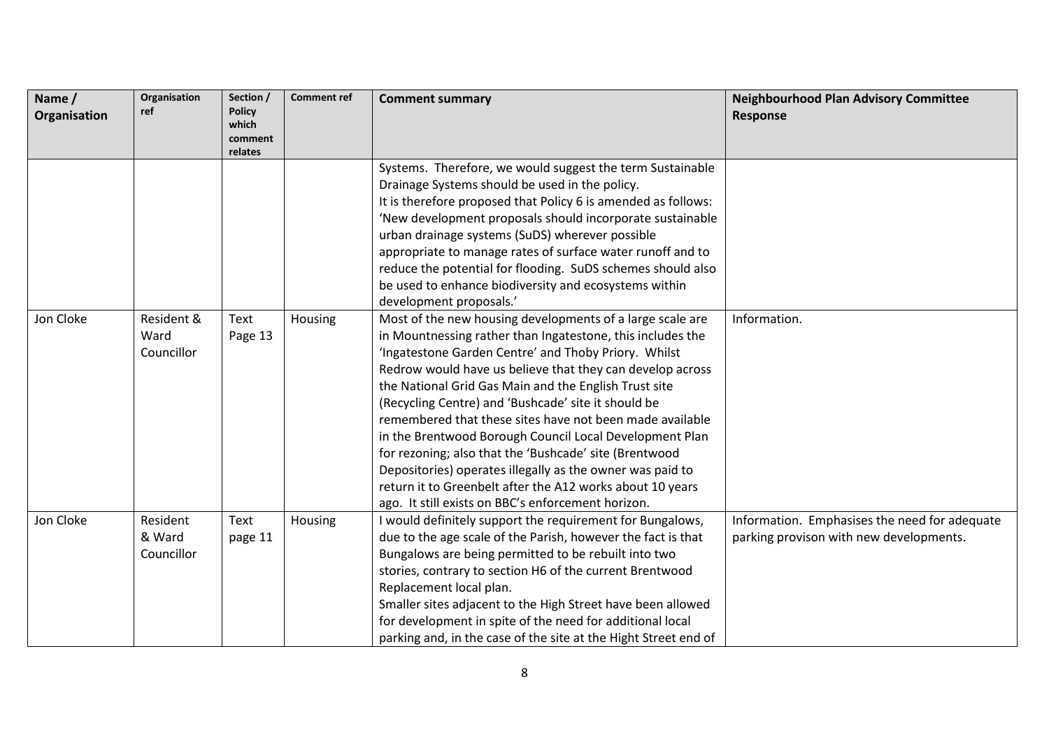| Name / Organisation | Organisation ref | Section / Policy which comment relates | Comment ref | Comment summary | Neighbourhood Plan Advisory Committee Response |
|---|---|---|---|---|---|
| | | | | Systems. Therefore, we would suggest the term Sustainable Drainage Systems should be used in the policy. It is therefore proposed that Policy 6 is amended as follows: 'New development proposals should incorporate sustainable urban drainage systems (SuDS) wherever possible appropriate to manage rates of surface water runoff and to reduce the potential for flooding. SuDS schemes should also be used to enhance biodiversity and ecosystems within development proposals.' | |
| Jon Cloke | Resident & Ward Councillor | Text Page 13 | Housing | Most of the new housing developments of a large scale are in Mountnessing rather than Ingatestone, this includes the 'Ingatestone Garden Centre' and Thoby Priory. Whilst Redrow would have us believe that they can develop across the National Grid Gas Main and the English Trust site (Recycling Centre) and 'Bushcade' site it should be remembered that these sites have not been made available in the Brentwood Borough Council Local Development Plan for rezoning; also that the 'Bushcade' site (Brentwood Depositories) operates illegally as the owner was paid to return it to Greenbelt after the A12 works about 10 years ago. It still exists on BBC's enforcement horizon. | Information. |
| Jon Cloke | Resident & Ward Councillor | Text page 11 | Housing | I would definitely support the requirement for Bungalows, due to the age scale of the Parish, however the fact is that Bungalows are being permitted to be rebuilt into two stories, contrary to section H6 of the current Brentwood Replacement local plan. Smaller sites adjacent to the High Street have been allowed for development in spite of the need for additional local parking and, in the case of the site at the Hight Street end of | Information. Emphasises the need for adequate parking provison with new developments. |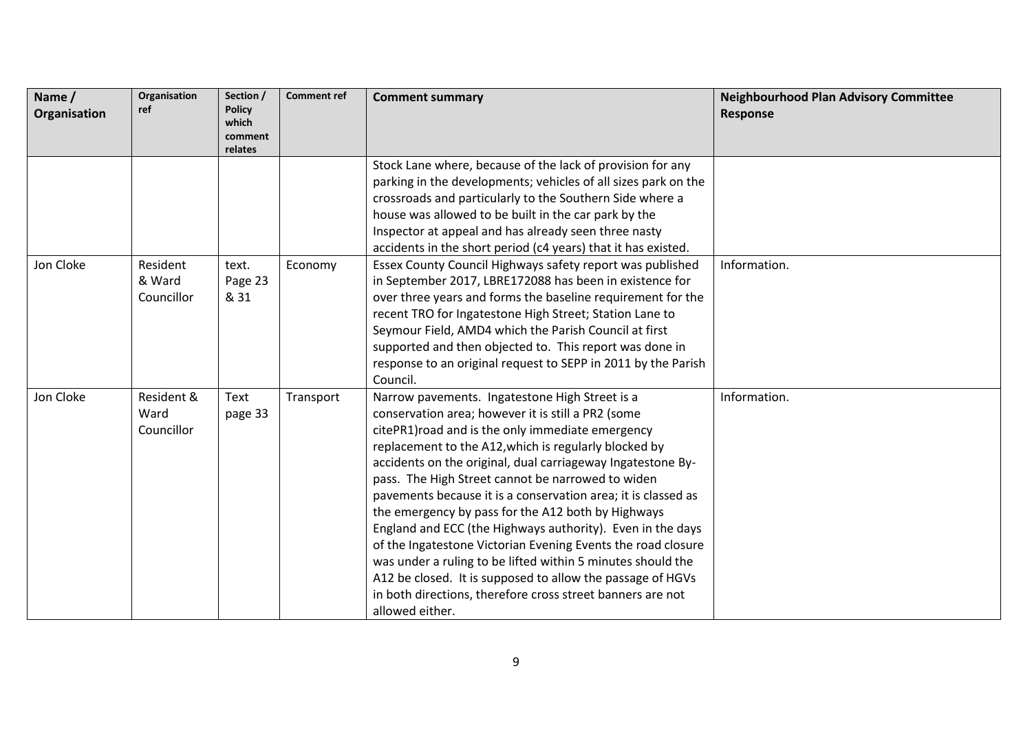| Name / Organisation | Organisation ref | Section / Policy which comment relates | Comment ref | Comment summary | Neighbourhood Plan Advisory Committee Response |
|---|---|---|---|---|---|
| | | | | Stock Lane where, because of the lack of provision for any parking in the developments; vehicles of all sizes park on the crossroads and particularly to the Southern Side where a house was allowed to be built in the car park by the Inspector at appeal and has already seen three nasty accidents in the short period (c4 years) that it has existed. | |
| Jon Cloke | Resident & Ward Councillor | text. Page 23 & 31 | Economy | Essex County Council Highways safety report was published in September 2017, LBRE172088 has been in existence for over three years and forms the baseline requirement for the recent TRO for Ingatestone High Street; Station Lane to Seymour Field, AMD4 which the Parish Council at first supported and then objected to. This report was done in response to an original request to SEPP in 2011 by the Parish Council. | Information. |
| Jon Cloke | Resident & Ward Councillor | Text page 33 | Transport | Narrow pavements. Ingatestone High Street is a conservation area; however it is still a PR2 (some citePR1)road and is the only immediate emergency replacement to the A12,which is regularly blocked by accidents on the original, dual carriageway Ingatestone By-pass. The High Street cannot be narrowed to widen pavements because it is a conservation area; it is classed as the emergency by pass for the A12 both by Highways England and ECC (the Highways authority). Even in the days of the Ingatestone Victorian Evening Events the road closure was under a ruling to be lifted within 5 minutes should the A12 be closed. It is supposed to allow the passage of HGVs in both directions, therefore cross street banners are not allowed either. | Information. |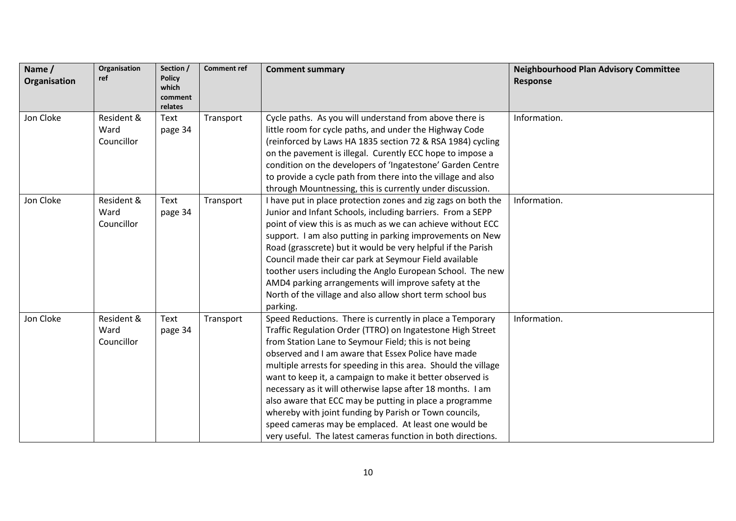| Name / Organisation | Organisation ref | Section / Policy which comment relates | Comment ref | Comment summary | Neighbourhood Plan Advisory Committee Response |
|---|---|---|---|---|---|
| Jon Cloke | Resident & Ward Councillor | Text page 34 | Transport | Cycle paths. As you will understand from above there is little room for cycle paths, and under the Highway Code (reinforced by Laws HA 1835 section 72 & RSA 1984) cycling on the pavement is illegal. Curently ECC hope to impose a condition on the developers of 'Ingatestone' Garden Centre to provide a cycle path from there into the village and also through Mountnessing, this is currently under discussion. | Information. |
| Jon Cloke | Resident & Ward Councillor | Text page 34 | Transport | I have put in place protection zones and zig zags on both the Junior and Infant Schools, including barriers. From a SEPP point of view this is as much as we can achieve without ECC support. I am also putting in parking improvements on New Road (grasscrete) but it would be very helpful if the Parish Council made their car park at Seymour Field available toother users including the Anglo European School. The new AMD4 parking arrangements will improve safety at the North of the village and also allow short term school bus parking. | Information. |
| Jon Cloke | Resident & Ward Councillor | Text page 34 | Transport | Speed Reductions. There is currently in place a Temporary Traffic Regulation Order (TTRO) on Ingatestone High Street from Station Lane to Seymour Field; this is not being observed and I am aware that Essex Police have made multiple arrests for speeding in this area. Should the village want to keep it, a campaign to make it better observed is necessary as it will otherwise lapse after 18 months. I am also aware that ECC may be putting in place a programme whereby with joint funding by Parish or Town councils, speed cameras may be emplaced. At least one would be very useful. The latest cameras function in both directions. | Information. |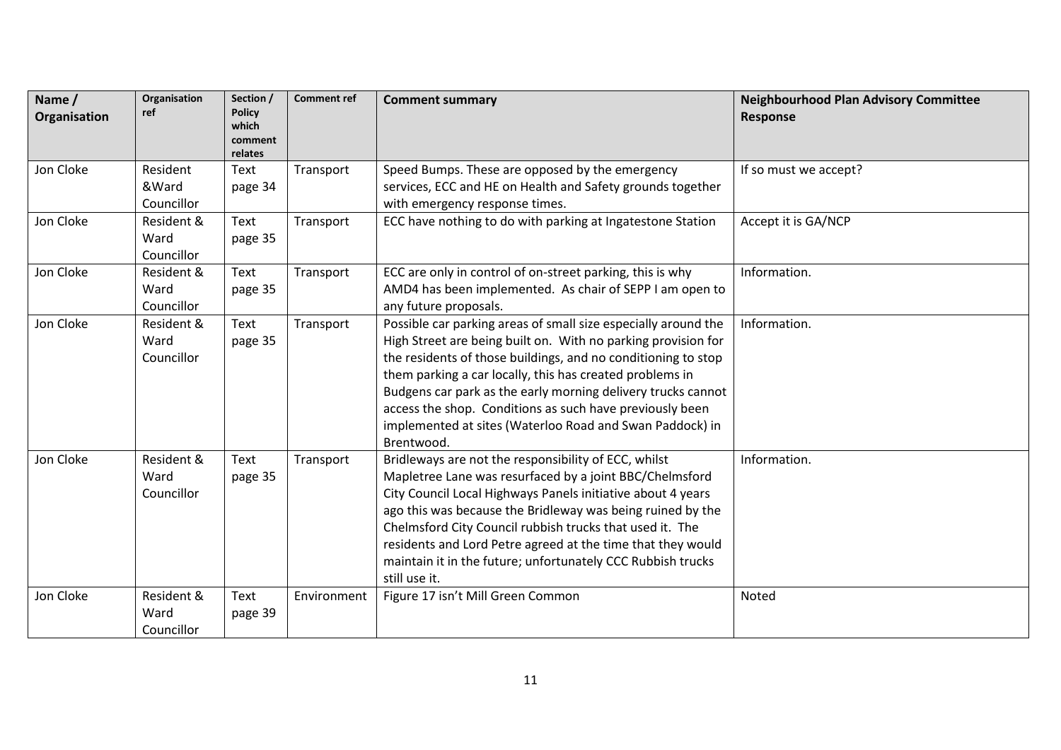| Name / Organisation | Organisation ref | Section / Policy which comment relates | Comment ref | Comment summary | Neighbourhood Plan Advisory Committee Response |
|---|---|---|---|---|---|
| Jon Cloke | Resident &Ward Councillor | Text page 34 | Transport | Speed Bumps. These are opposed by the emergency services, ECC and HE on Health and Safety grounds together with emergency response times. | If so must we accept? |
| Jon Cloke | Resident & Ward Councillor | Text page 35 | Transport | ECC have nothing to do with parking at Ingatestone Station | Accept it is GA/NCP |
| Jon Cloke | Resident & Ward Councillor | Text page 35 | Transport | ECC are only in control of on-street parking, this is why AMD4 has been implemented. As chair of SEPP I am open to any future proposals. | Information. |
| Jon Cloke | Resident & Ward Councillor | Text page 35 | Transport | Possible car parking areas of small size especially around the High Street are being built on. With no parking provision for the residents of those buildings, and no conditioning to stop them parking a car locally, this has created problems in Budgens car park as the early morning delivery trucks cannot access the shop. Conditions as such have previously been implemented at sites (Waterloo Road and Swan Paddock) in Brentwood. | Information. |
| Jon Cloke | Resident & Ward Councillor | Text page 35 | Transport | Bridleways are not the responsibility of ECC, whilst Mapletree Lane was resurfaced by a joint BBC/Chelmsford City Council Local Highways Panels initiative about 4 years ago this was because the Bridleway was being ruined by the Chelmsford City Council rubbish trucks that used it. The residents and Lord Petre agreed at the time that they would maintain it in the future; unfortunately CCC Rubbish trucks still use it. | Information. |
| Jon Cloke | Resident & Ward Councillor | Text page 39 | Environment | Figure 17 isn't Mill Green Common | Noted |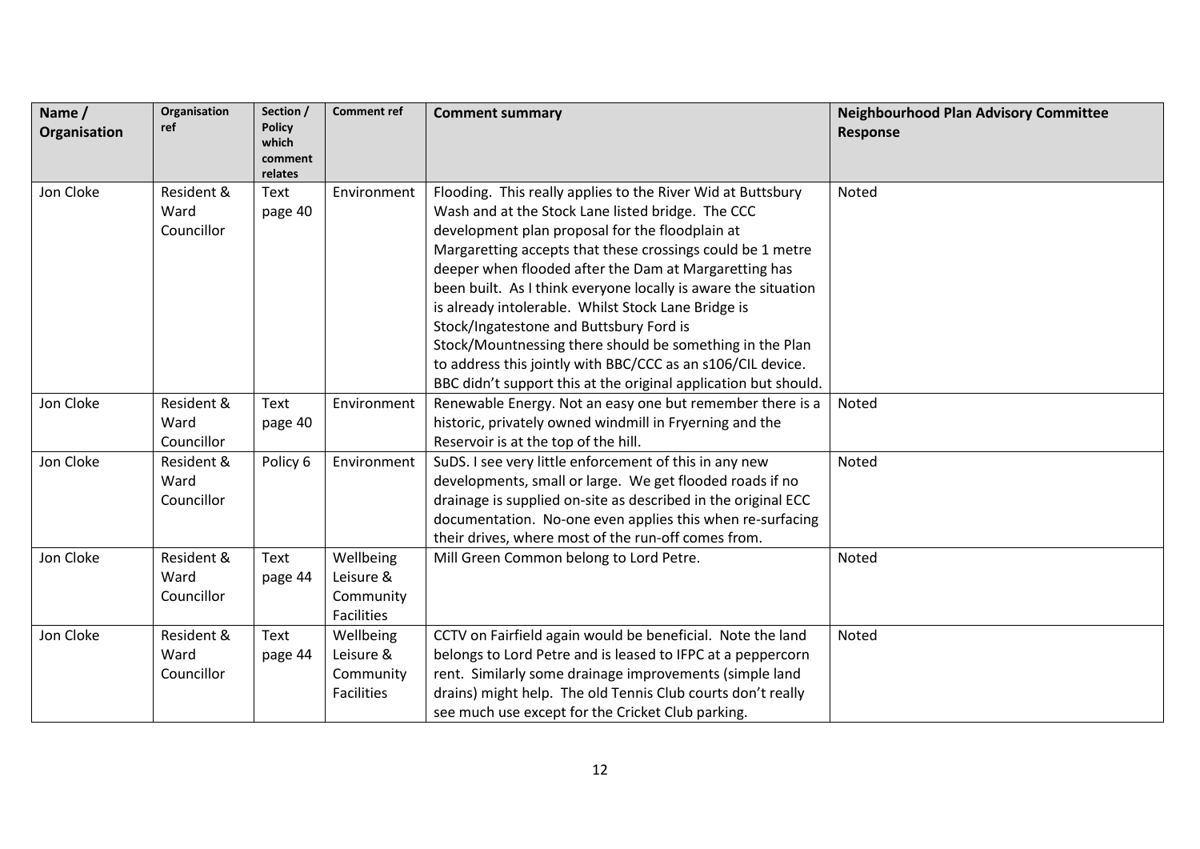| Name / Organisation | Organisation ref | Section / Policy which comment relates | Comment ref | Comment summary | Neighbourhood Plan Advisory Committee Response |
|---|---|---|---|---|---|
| Jon Cloke | Resident & Ward Councillor | Text page 40 | Environment | Flooding. This really applies to the River Wid at Buttsbury Wash and at the Stock Lane listed bridge. The CCC development plan proposal for the floodplain at Margaretting accepts that these crossings could be 1 metre deeper when flooded after the Dam at Margaretting has been built. As I think everyone locally is aware the situation is already intolerable. Whilst Stock Lane Bridge is Stock/Ingatestone and Buttsbury Ford is Stock/Mountnessing there should be something in the Plan to address this jointly with BBC/CCC as an s106/CIL device. BBC didn't support this at the original application but should. | Noted |
| Jon Cloke | Resident & Ward Councillor | Text page 40 | Environment | Renewable Energy. Not an easy one but remember there is a historic, privately owned windmill in Fryerning and the Reservoir is at the top of the hill. | Noted |
| Jon Cloke | Resident & Ward Councillor | Policy 6 | Environment | SuDS. I see very little enforcement of this in any new developments, small or large. We get flooded roads if no drainage is supplied on-site as described in the original ECC documentation. No-one even applies this when re-surfacing their drives, where most of the run-off comes from. | Noted |
| Jon Cloke | Resident & Ward Councillor | Text page 44 | Wellbeing Leisure & Community Facilities | Mill Green Common belong to Lord Petre. | Noted |
| Jon Cloke | Resident & Ward Councillor | Text page 44 | Wellbeing Leisure & Community Facilities | CCTV on Fairfield again would be beneficial. Note the land belongs to Lord Petre and is leased to IFPC at a peppercorn rent. Similarly some drainage improvements (simple land drains) might help. The old Tennis Club courts don't really see much use except for the Cricket Club parking. | Noted |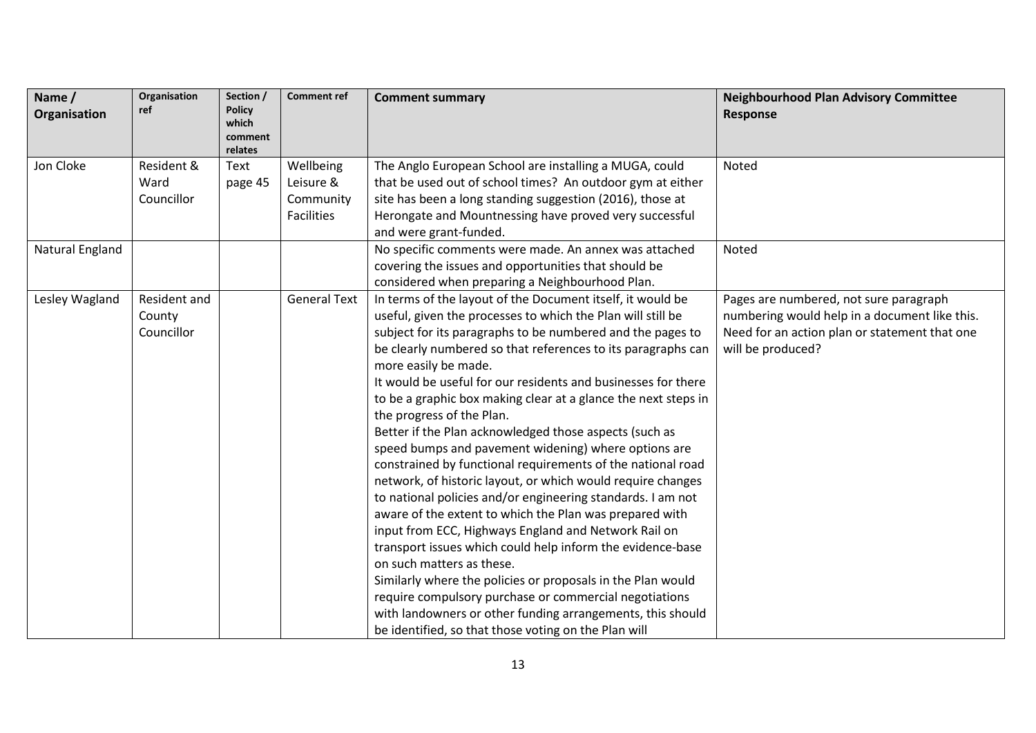| Name / Organisation | Organisation ref | Section / Policy which comment relates | Comment ref | Comment summary | Neighbourhood Plan Advisory Committee Response |
|---|---|---|---|---|---|
| Jon Cloke | Resident & Ward Councillor | Text page 45 | Wellbeing Leisure & Community Facilities | The Anglo European School are installing a MUGA, could that be used out of school times? An outdoor gym at either site has been a long standing suggestion (2016), those at Herongate and Mountnessing have proved very successful and were grant-funded. | Noted |
| Natural England | | | | No specific comments were made. An annex was attached covering the issues and opportunities that should be considered when preparing a Neighbourhood Plan. | Noted |
| Lesley Wagland | Resident and County Councillor | | General Text | In terms of the layout of the Document itself, it would be useful, given the processes to which the Plan will still be subject for its paragraphs to be numbered and the pages to be clearly numbered so that references to its paragraphs can more easily be made.<br>It would be useful for our residents and businesses for there to be a graphic box making clear at a glance the next steps in the progress of the Plan.<br>Better if the Plan acknowledged those aspects (such as speed bumps and pavement widening) where options are constrained by functional requirements of the national road network, of historic layout, or which would require changes to national policies and/or engineering standards. I am not aware of the extent to which the Plan was prepared with input from ECC, Highways England and Network Rail on transport issues which could help inform the evidence-base on such matters as these.<br>Similarly where the policies or proposals in the Plan would require compulsory purchase or commercial negotiations with landowners or other funding arrangements, this should be identified, so that those voting on the Plan will | Pages are numbered, not sure paragraph numbering would help in a document like this.<br>Need for an action plan or statement that one will be produced? |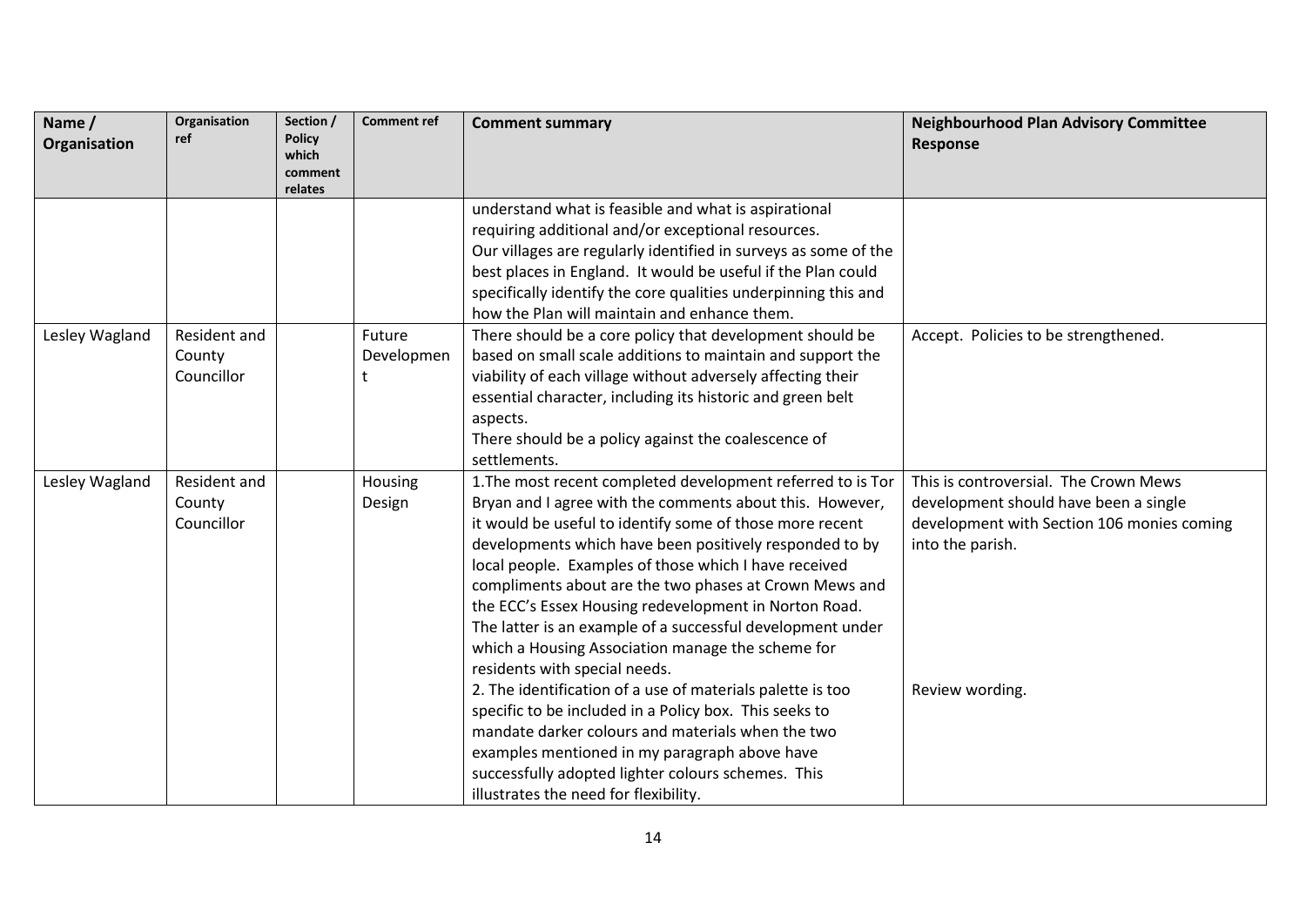| Name / Organisation | Organisation ref | Section / Policy which comment relates | Comment ref | Comment summary | Neighbourhood Plan Advisory Committee Response |
|---|---|---|---|---|---|
| | | | | understand what is feasible and what is aspirational requiring additional and/or exceptional resources. Our villages are regularly identified in surveys as some of the best places in England. It would be useful if the Plan could specifically identify the core qualities underpinning this and how the Plan will maintain and enhance them. | |
| Lesley Wagland | Resident and County Councillor | | Future Development | There should be a core policy that development should be based on small scale additions to maintain and support the viability of each village without adversely affecting their essential character, including its historic and green belt aspects. There should be a policy against the coalescence of settlements. | Accept. Policies to be strengthened. |
| Lesley Wagland | Resident and County Councillor | | Housing Design | 1.The most recent completed development referred to is Tor Bryan and I agree with the comments about this. However, it would be useful to identify some of those more recent developments which have been positively responded to by local people. Examples of those which I have received compliments about are the two phases at Crown Mews and the ECC's Essex Housing redevelopment in Norton Road. The latter is an example of a successful development under which a Housing Association manage the scheme for residents with special needs. 2. The identification of a use of materials palette is too specific to be included in a Policy box. This seeks to mandate darker colours and materials when the two examples mentioned in my paragraph above have successfully adopted lighter colours schemes. This illustrates the need for flexibility. | This is controversial. The Crown Mews development should have been a single development with Section 106 monies coming into the parish. Review wording. |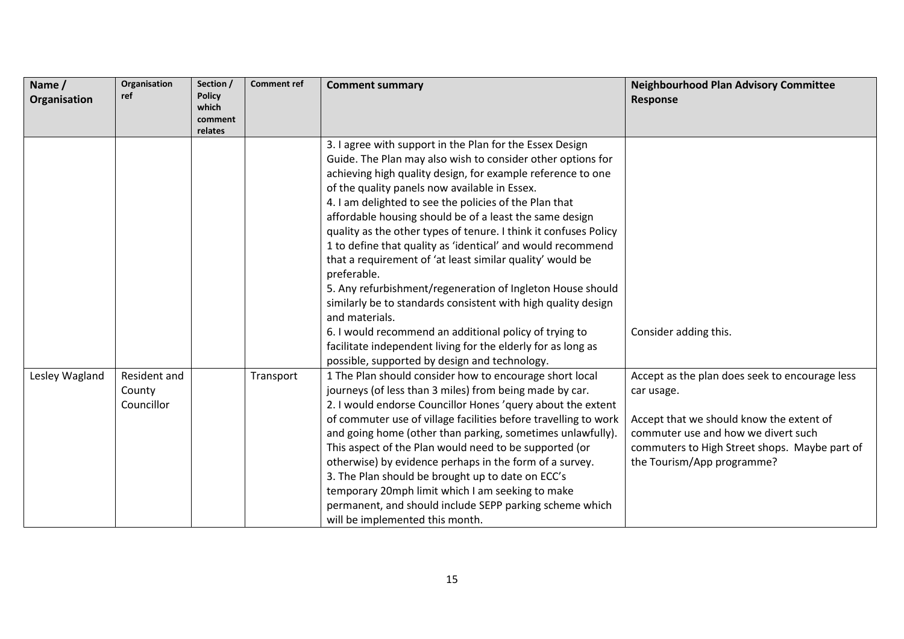| Name / Organisation | Organisation ref | Section / Policy which comment relates | Comment ref | Comment summary | Neighbourhood Plan Advisory Committee Response |
|---|---|---|---|---|---|
| | | | | 3. I agree with support in the Plan for the Essex Design Guide. The Plan may also wish to consider other options for achieving high quality design, for example reference to one of the quality panels now available in Essex.<br>4. I am delighted to see the policies of the Plan that affordable housing should be of a least the same design quality as the other types of tenure. I think it confuses Policy 1 to define that quality as 'identical' and would recommend that a requirement of 'at least similar quality' would be preferable.<br>5. Any refurbishment/regeneration of Ingleton House should similarly be to standards consistent with high quality design and materials.<br>6. I would recommend an additional policy of trying to facilitate independent living for the elderly for as long as possible, supported by design and technology. | Consider adding this. |
| Lesley Wagland | Resident and County Councillor | | Transport | 1 The Plan should consider how to encourage short local journeys (of less than 3 miles) from being made by car.<br>2. I would endorse Councillor Hones 'query about the extent of commuter use of village facilities before travelling to work and going home (other than parking, sometimes unlawfully). This aspect of the Plan would need to be supported (or otherwise) by evidence perhaps in the form of a survey.<br>3. The Plan should be brought up to date on ECC's temporary 20mph limit which I am seeking to make permanent, and should include SEPP parking scheme which will be implemented this month. | Accept as the plan does seek to encourage less car usage.<br><br>Accept that we should know the extent of commuter use and how we divert such commuters to High Street shops. Maybe part of the Tourism/App programme? |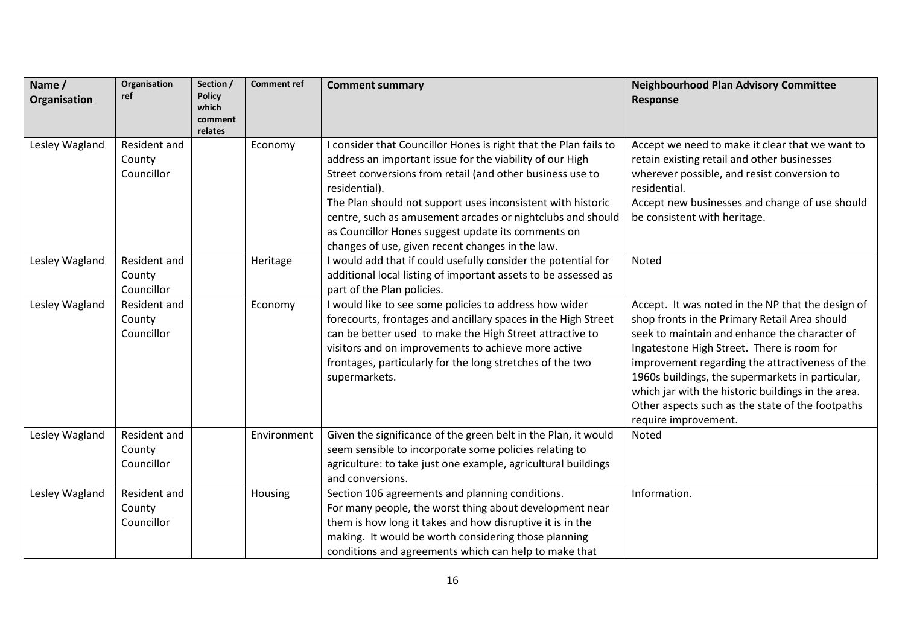| Name / Organisation | Organisation ref | Section / Policy which comment relates | Comment ref | Comment summary | Neighbourhood Plan Advisory Committee Response |
|---|---|---|---|---|---|
| Lesley Wagland | Resident and County Councillor | | Economy | I consider that Councillor Hones is right that the Plan fails to address an important issue for the viability of our High Street conversions from retail (and other business use to residential).<br>The Plan should not support uses inconsistent with historic centre, such as amusement arcades or nightclubs and should as Councillor Hones suggest update its comments on changes of use, given recent changes in the law. | Accept we need to make it clear that we want to retain existing retail and other businesses wherever possible, and resist conversion to residential.<br>Accept new businesses and change of use should be consistent with heritage. |
| Lesley Wagland | Resident and County Councillor | | Heritage | I would add that if could usefully consider the potential for additional local listing of important assets to be assessed as part of the Plan policies. | Noted |
| Lesley Wagland | Resident and County Councillor | | Economy | I would like to see some policies to address how wider forecourts, frontages and ancillary spaces in the High Street can be better used to make the High Street attractive to visitors and on improvements to achieve more active frontages, particularly for the long stretches of the two supermarkets. | Accept. It was noted in the NP that the design of shop fronts in the Primary Retail Area should seek to maintain and enhance the character of Ingatestone High Street. There is room for improvement regarding the attractiveness of the 1960s buildings, the supermarkets in particular, which jar with the historic buildings in the area. Other aspects such as the state of the footpaths require improvement. |
| Lesley Wagland | Resident and County Councillor | | Environment | Given the significance of the green belt in the Plan, it would seem sensible to incorporate some policies relating to agriculture: to take just one example, agricultural buildings and conversions. | Noted |
| Lesley Wagland | Resident and County Councillor | | Housing | Section 106 agreements and planning conditions.<br>For many people, the worst thing about development near them is how long it takes and how disruptive it is in the making. It would be worth considering those planning conditions and agreements which can help to make that | Information. |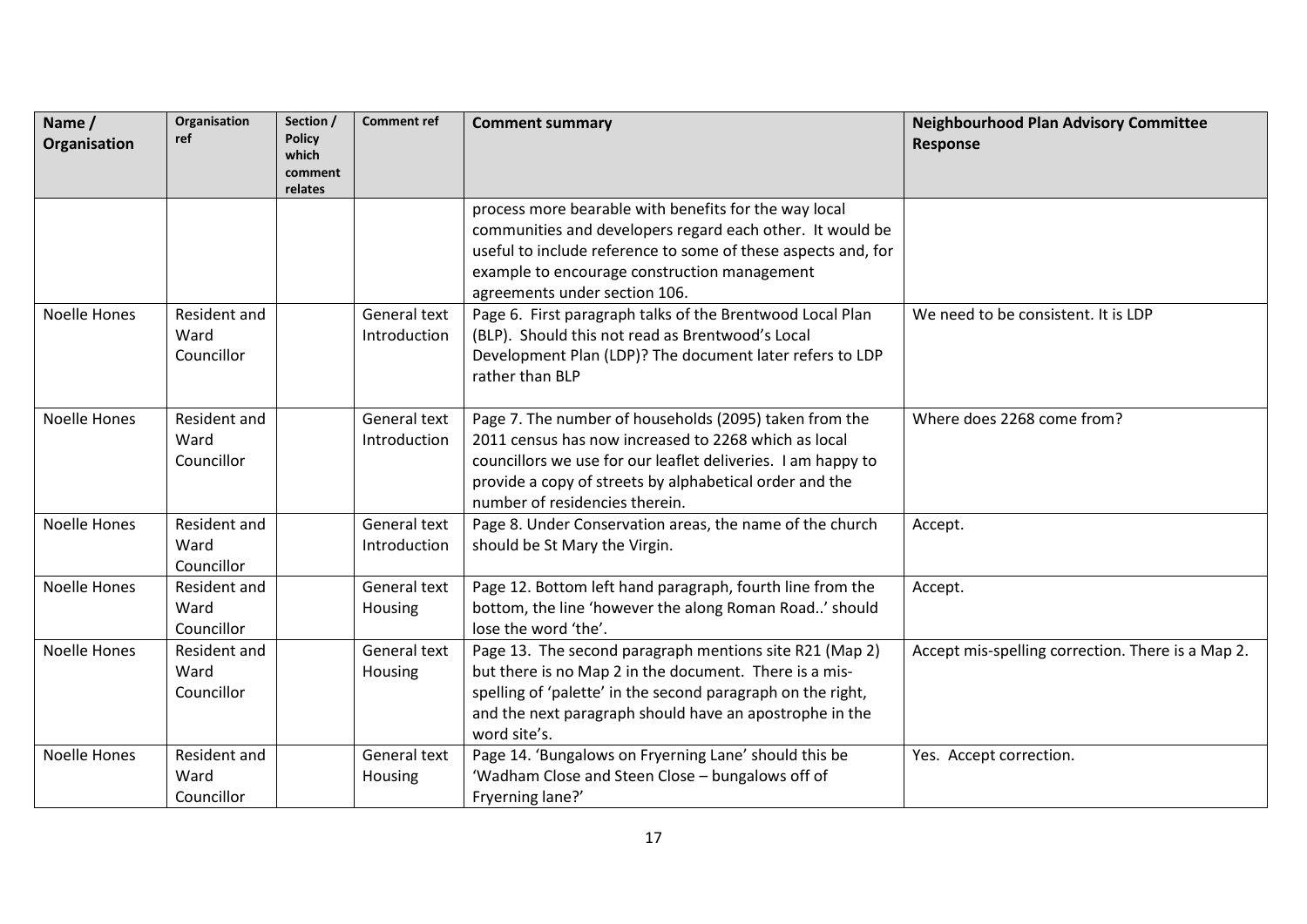| Name / Organisation | Organisation ref | Section / Policy which comment relates | Comment ref | Comment summary | Neighbourhood Plan Advisory Committee Response |
|---|---|---|---|---|---|
| | | | | process more bearable with benefits for the way local communities and developers regard each other. It would be useful to include reference to some of these aspects and, for example to encourage construction management agreements under section 106. | |
| Noelle Hones | Resident and Ward Councillor | | General text Introduction | Page 6. First paragraph talks of the Brentwood Local Plan (BLP). Should this not read as Brentwood's Local Development Plan (LDP)? The document later refers to LDP rather than BLP | We need to be consistent. It is LDP |
| Noelle Hones | Resident and Ward Councillor | | General text Introduction | Page 7. The number of households (2095) taken from the 2011 census has now increased to 2268 which as local councillors we use for our leaflet deliveries. I am happy to provide a copy of streets by alphabetical order and the number of residencies therein. | Where does 2268 come from? |
| Noelle Hones | Resident and Ward Councillor | | General text Introduction | Page 8. Under Conservation areas, the name of the church should be St Mary the Virgin. | Accept. |
| Noelle Hones | Resident and Ward Councillor | | General text Housing | Page 12. Bottom left hand paragraph, fourth line from the bottom, the line 'however the along Roman Road..' should lose the word 'the'. | Accept. |
| Noelle Hones | Resident and Ward Councillor | | General text Housing | Page 13. The second paragraph mentions site R21 (Map 2) but there is no Map 2 in the document. There is a mis-spelling of 'palette' in the second paragraph on the right, and the next paragraph should have an apostrophe in the word site's. | Accept mis-spelling correction. There is a Map 2. |
| Noelle Hones | Resident and Ward Councillor | | General text Housing | Page 14. 'Bungalows on Fryerning Lane' should this be 'Wadham Close and Steen Close – bungalows off of Fryerning lane?' | Yes. Accept correction. |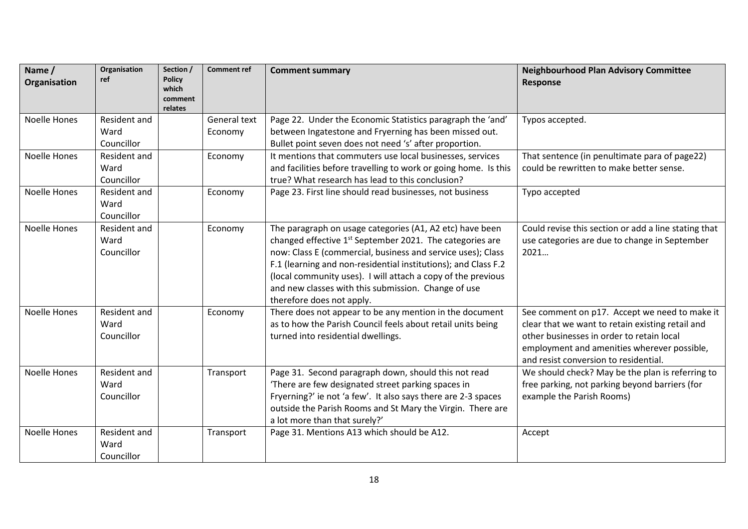| Name / Organisation | Organisation ref | Section / Policy which comment relates | Comment ref | Comment summary | Neighbourhood Plan Advisory Committee Response |
|---|---|---|---|---|---|
| Noelle Hones | Resident and Ward Councillor | | General text Economy | Page 22. Under the Economic Statistics paragraph the 'and' between Ingatestone and Fryerning has been missed out. Bullet point seven does not need 's' after proportion. | Typos accepted. |
| Noelle Hones | Resident and Ward Councillor | | Economy | It mentions that commuters use local businesses, services and facilities before travelling to work or going home. Is this true? What research has lead to this conclusion? | That sentence (in penultimate para of page22) could be rewritten to make better sense. |
| Noelle Hones | Resident and Ward Councillor | | Economy | Page 23. First line should read businesses, not business | Typo accepted |
| Noelle Hones | Resident and Ward Councillor | | Economy | The paragraph on usage categories (A1, A2 etc) have been changed effective 1st September 2021. The categories are now: Class E (commercial, business and service uses); Class F.1 (learning and non-residential institutions); and Class F.2 (local community uses). I will attach a copy of the previous and new classes with this submission. Change of use therefore does not apply. | Could revise this section or add a line stating that use categories are due to change in September 2021… |
| Noelle Hones | Resident and Ward Councillor | | Economy | There does not appear to be any mention in the document as to how the Parish Council feels about retail units being turned into residential dwellings. | See comment on p17. Accept we need to make it clear that we want to retain existing retail and other businesses in order to retain local employment and amenities wherever possible, and resist conversion to residential. |
| Noelle Hones | Resident and Ward Councillor | | Transport | Page 31. Second paragraph down, should this not read 'There are few designated street parking spaces in Fryerning?' ie not 'a few'. It also says there are 2-3 spaces outside the Parish Rooms and St Mary the Virgin. There are a lot more than that surely?' | We should check? May be the plan is referring to free parking, not parking beyond barriers (for example the Parish Rooms) |
| Noelle Hones | Resident and Ward Councillor | | Transport | Page 31. Mentions A13 which should be A12. | Accept |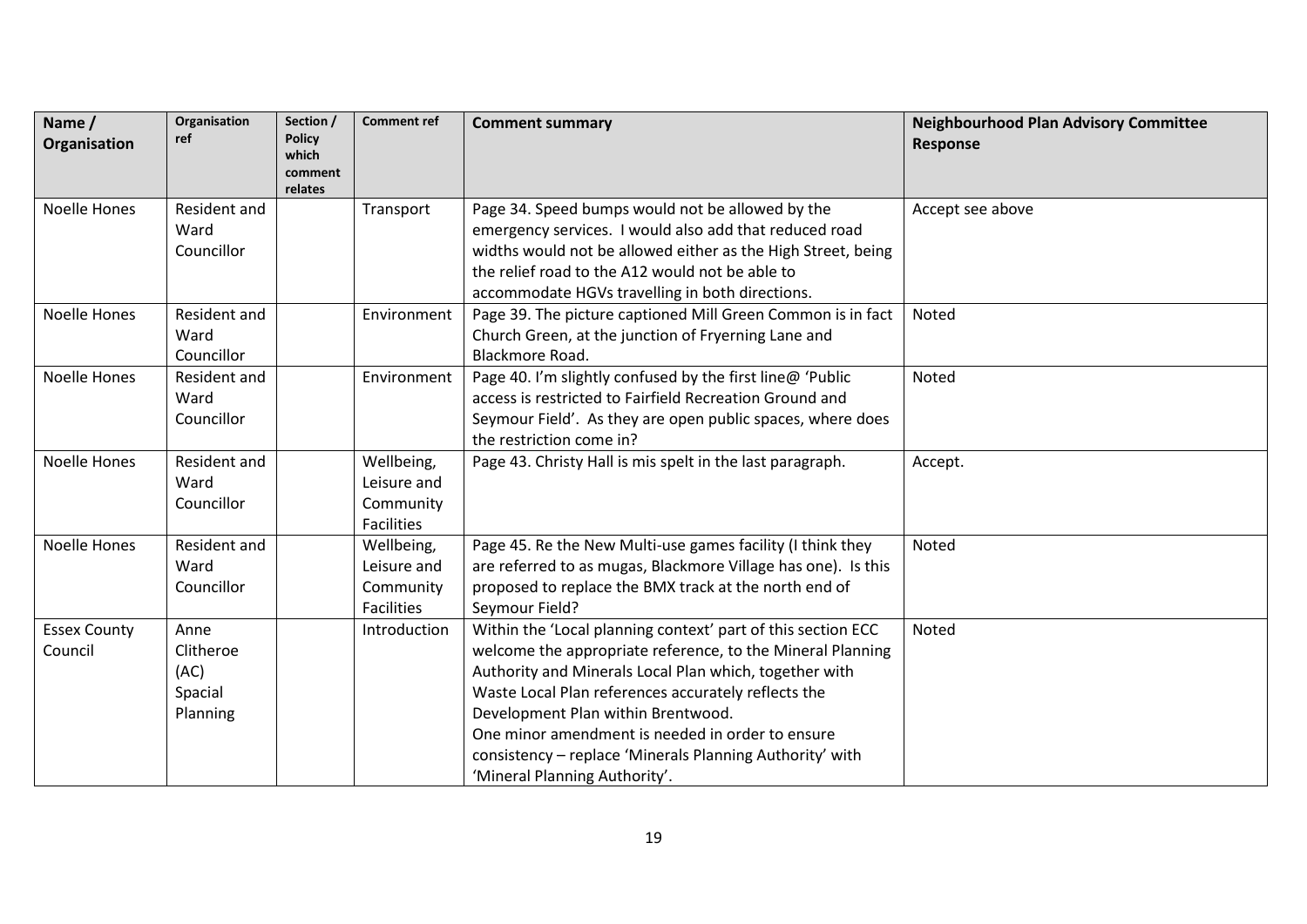| Name / Organisation | Organisation ref | Section / Policy which comment relates | Comment ref | Comment summary | Neighbourhood Plan Advisory Committee Response |
|---|---|---|---|---|---|
| Noelle Hones | Resident and Ward Councillor | | Transport | Page 34. Speed bumps would not be allowed by the emergency services. I would also add that reduced road widths would not be allowed either as the High Street, being the relief road to the A12 would not be able to accommodate HGVs travelling in both directions. | Accept see above |
| Noelle Hones | Resident and Ward Councillor | | Environment | Page 39. The picture captioned Mill Green Common is in fact Church Green, at the junction of Fryerning Lane and Blackmore Road. | Noted |
| Noelle Hones | Resident and Ward Councillor | | Environment | Page 40. I'm slightly confused by the first line@ 'Public access is restricted to Fairfield Recreation Ground and Seymour Field'. As they are open public spaces, where does the restriction come in? | Noted |
| Noelle Hones | Resident and Ward Councillor | | Wellbeing, Leisure and Community Facilities | Page 43. Christy Hall is mis spelt in the last paragraph. | Accept. |
| Noelle Hones | Resident and Ward Councillor | | Wellbeing, Leisure and Community Facilities | Page 45. Re the New Multi-use games facility (I think they are referred to as mugas, Blackmore Village has one). Is this proposed to replace the BMX track at the north end of Seymour Field? | Noted |
| Essex County Council | Anne Clitheroe (AC) Spacial Planning | | Introduction | Within the 'Local planning context' part of this section ECC welcome the appropriate reference, to the Mineral Planning Authority and Minerals Local Plan which, together with Waste Local Plan references accurately reflects the Development Plan within Brentwood.<br>One minor amendment is needed in order to ensure consistency – replace 'Minerals Planning Authority' with 'Mineral Planning Authority'. | Noted |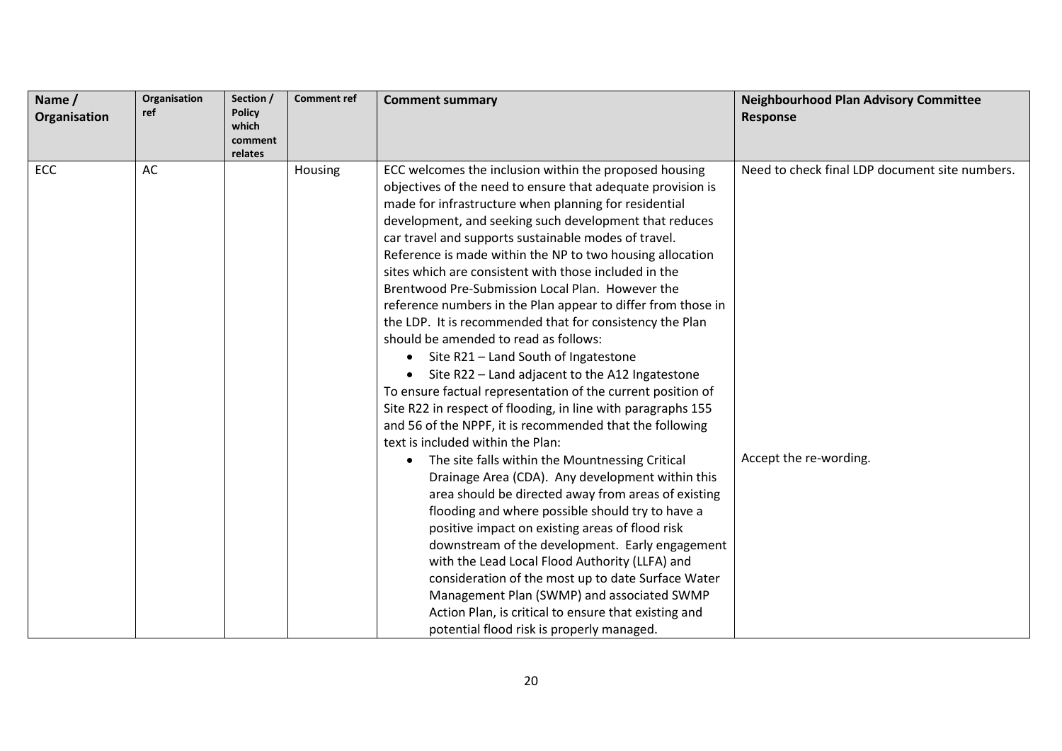| Name / Organisation | Organisation ref | Section / Policy which comment relates | Comment ref | Comment summary | Neighbourhood Plan Advisory Committee Response |
|---|---|---|---|---|---|
| ECC | AC | | Housing | ECC welcomes the inclusion within the proposed housing objectives of the need to ensure that adequate provision is made for infrastructure when planning for residential development, and seeking such development that reduces car travel and supports sustainable modes of travel. Reference is made within the NP to two housing allocation sites which are consistent with those included in the Brentwood Pre-Submission Local Plan. However the reference numbers in the Plan appear to differ from those in the LDP. It is recommended that for consistency the Plan should be amended to read as follows: <br>• Site R21 – Land South of Ingatestone <br>• Site R22 – Land adjacent to the A12 Ingatestone <br>To ensure factual representation of the current position of Site R22 in respect of flooding, in line with paragraphs 155 and 56 of the NPPF, it is recommended that the following text is included within the Plan: <br>• The site falls within the Mountnessing Critical Drainage Area (CDA). Any development within this area should be directed away from areas of existing flooding and where possible should try to have a positive impact on existing areas of flood risk downstream of the development. Early engagement with the Lead Local Flood Authority (LLFA) and consideration of the most up to date Surface Water Management Plan (SWMP) and associated SWMP Action Plan, is critical to ensure that existing and potential flood risk is properly managed. | Need to check final LDP document site numbers. <br><br>Accept the re-wording. |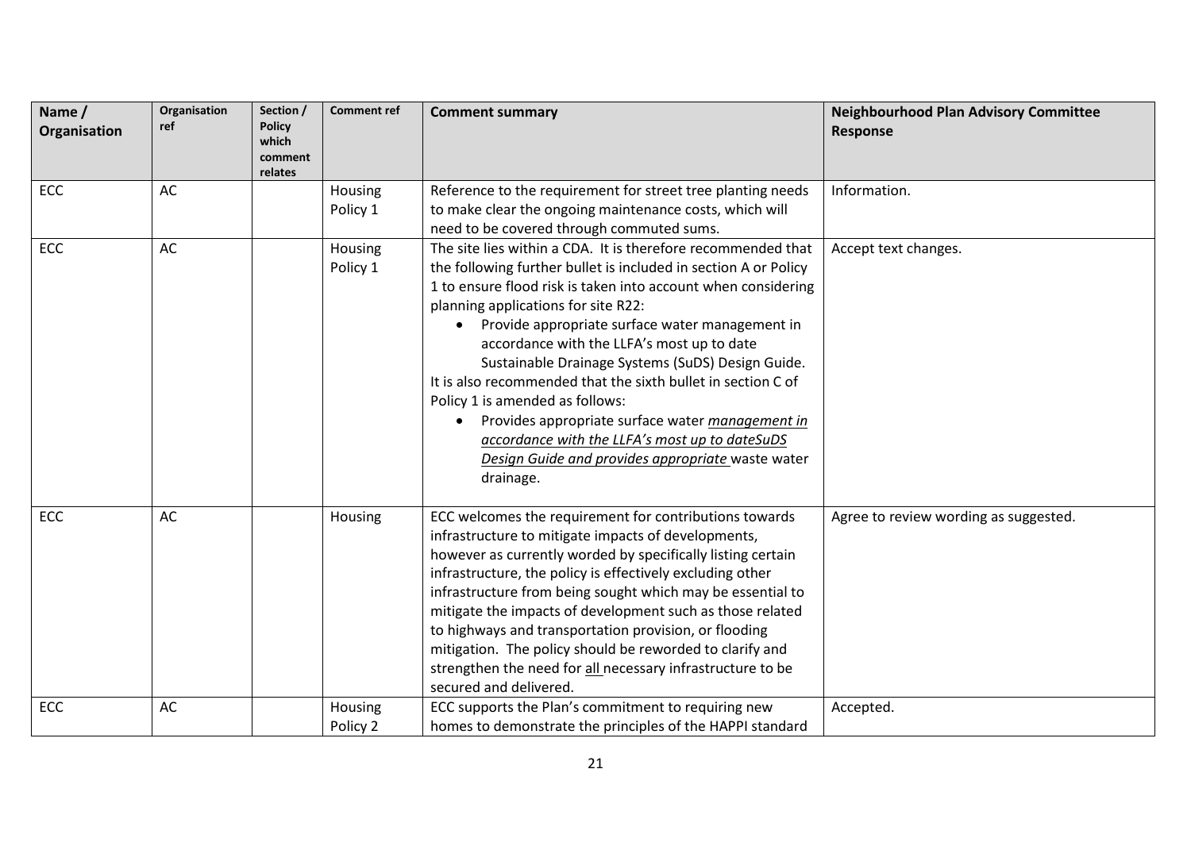| Name / Organisation | Organisation ref | Section / Policy which comment relates | Comment ref | Comment summary | Neighbourhood Plan Advisory Committee Response |
|---|---|---|---|---|---|
| ECC | AC | | Housing Policy 1 | Reference to the requirement for street tree planting needs to make clear the ongoing maintenance costs, which will need to be covered through commuted sums. | Information. |
| ECC | AC | | Housing Policy 1 | The site lies within a CDA. It is therefore recommended that the following further bullet is included in section A or Policy 1 to ensure flood risk is taken into account when considering planning applications for site R22: <br>• Provide appropriate surface water management in accordance with the LLFA's most up to date Sustainable Drainage Systems (SuDS) Design Guide. <br>It is also recommended that the sixth bullet in section C of Policy 1 is amended as follows: <br>• Provides appropriate surface water <u>*management in accordance with the LLFA's most up to dateSuDS Design Guide and provides appropriate*</u> waste water drainage. | Accept text changes. |
| ECC | AC | | Housing | ECC welcomes the requirement for contributions towards infrastructure to mitigate impacts of developments, however as currently worded by specifically listing certain infrastructure, the policy is effectively excluding other infrastructure from being sought which may be essential to mitigate the impacts of development such as those related to highways and transportation provision, or flooding mitigation. The policy should be reworded to clarify and strengthen the need for <u>all</u> necessary infrastructure to be secured and delivered. | Agree to review wording as suggested. |
| ECC | AC | | Housing Policy 2 | ECC supports the Plan's commitment to requiring new homes to demonstrate the principles of the HAPPI standard | Accepted. |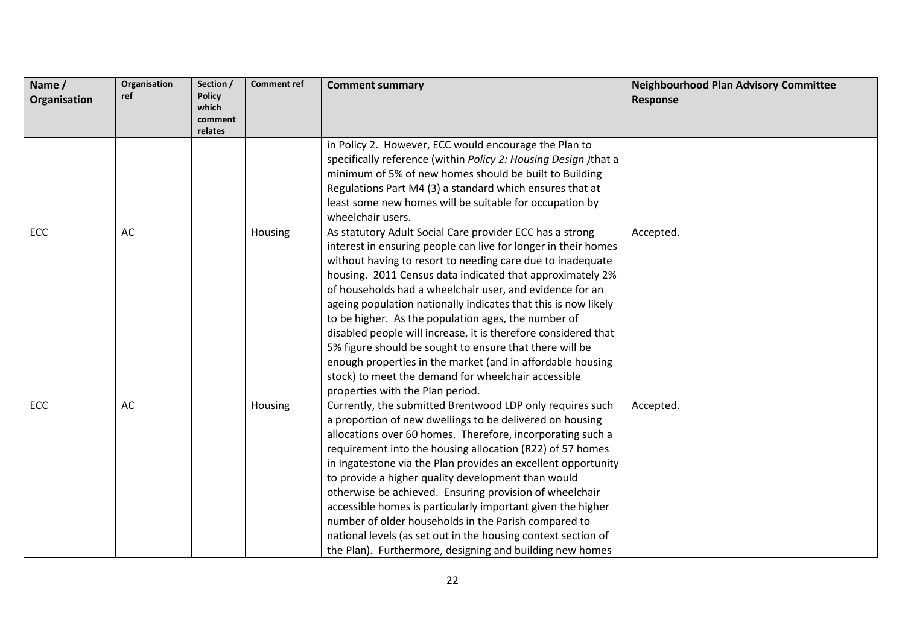| Name / Organisation | Organisation ref | Section / Policy which comment relates | Comment ref | Comment summary | Neighbourhood Plan Advisory Committee Response |
|---|---|---|---|---|---|
| | | | | in Policy 2. However, ECC would encourage the Plan to specifically reference (within *Policy 2: Housing Design* )that a minimum of 5% of new homes should be built to Building Regulations Part M4 (3) a standard which ensures that at least some new homes will be suitable for occupation by wheelchair users. | |
| ECC | AC | | Housing | As statutory Adult Social Care provider ECC has a strong interest in ensuring people can live for longer in their homes without having to resort to needing care due to inadequate housing. 2011 Census data indicated that approximately 2% of households had a wheelchair user, and evidence for an ageing population nationally indicates that this is now likely to be higher. As the population ages, the number of disabled people will increase, it is therefore considered that 5% figure should be sought to ensure that there will be enough properties in the market (and in affordable housing stock) to meet the demand for wheelchair accessible properties with the Plan period. | Accepted. |
| ECC | AC | | Housing | Currently, the submitted Brentwood LDP only requires such a proportion of new dwellings to be delivered on housing allocations over 60 homes. Therefore, incorporating such a requirement into the housing allocation (R22) of 57 homes in Ingatestone via the Plan provides an excellent opportunity to provide a higher quality development than would otherwise be achieved. Ensuring provision of wheelchair accessible homes is particularly important given the higher number of older households in the Parish compared to national levels (as set out in the housing context section of the Plan). Furthermore, designing and building new homes | Accepted. |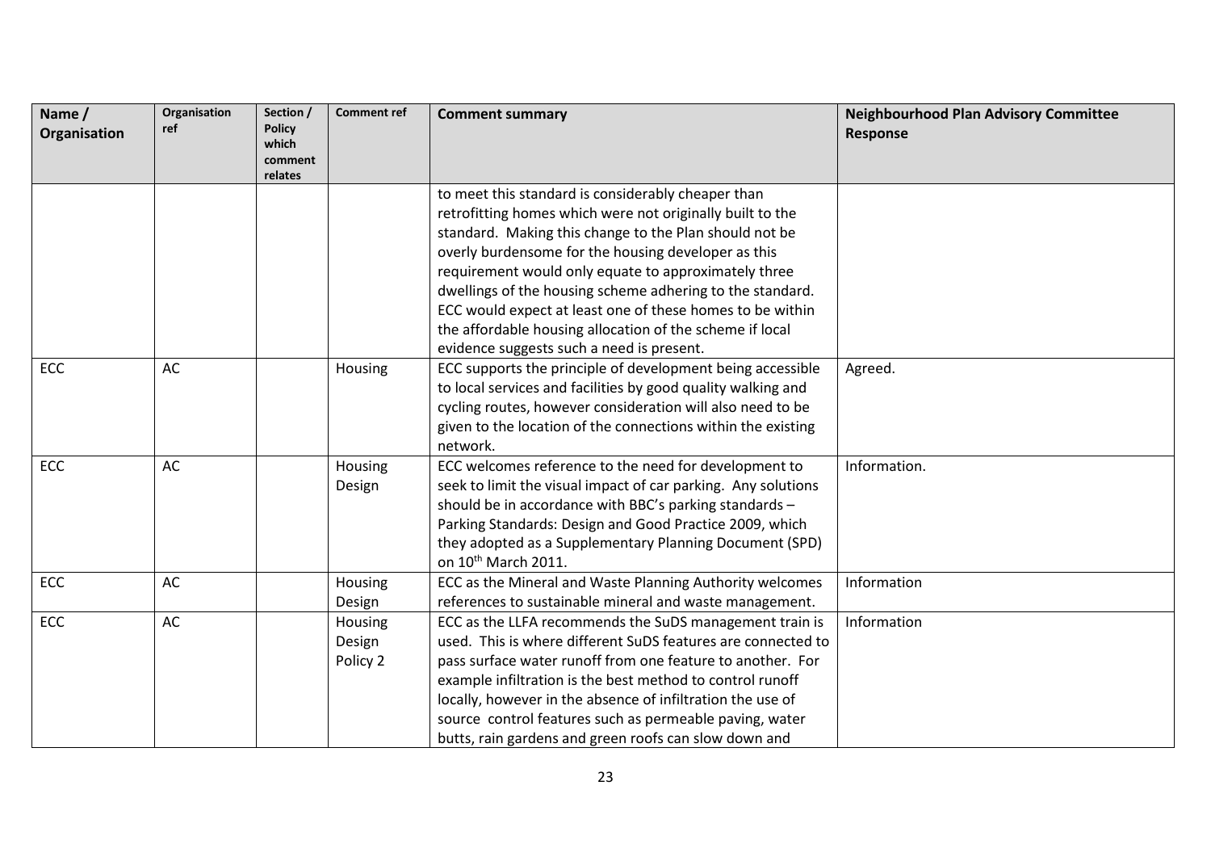| Name / Organisation | Organisation ref | Section / Policy which comment relates | Comment ref | Comment summary | Neighbourhood Plan Advisory Committee Response |
|---|---|---|---|---|---|
| | | | | to meet this standard is considerably cheaper than retrofitting homes which were not originally built to the standard. Making this change to the Plan should not be overly burdensome for the housing developer as this requirement would only equate to approximately three dwellings of the housing scheme adhering to the standard. ECC would expect at least one of these homes to be within the affordable housing allocation of the scheme if local evidence suggests such a need is present. | |
| ECC | AC | | Housing | ECC supports the principle of development being accessible to local services and facilities by good quality walking and cycling routes, however consideration will also need to be given to the location of the connections within the existing network. | Agreed. |
| ECC | AC | | Housing Design | ECC welcomes reference to the need for development to seek to limit the visual impact of car parking. Any solutions should be in accordance with BBC's parking standards – Parking Standards: Design and Good Practice 2009, which they adopted as a Supplementary Planning Document (SPD) on 10th March 2011. | Information. |
| ECC | AC | | Housing Design | ECC as the Mineral and Waste Planning Authority welcomes references to sustainable mineral and waste management. | Information |
| ECC | AC | | Housing Design Policy 2 | ECC as the LLFA recommends the SuDS management train is used. This is where different SuDS features are connected to pass surface water runoff from one feature to another. For example infiltration is the best method to control runoff locally, however in the absence of infiltration the use of source control features such as permeable paving, water butts, rain gardens and green roofs can slow down and | Information |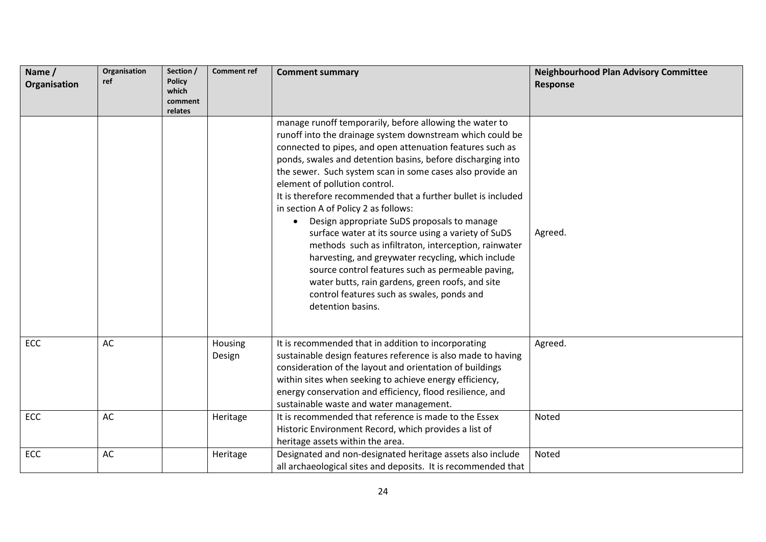| Name / Organisation | Organisation ref | Section / Policy which comment relates | Comment ref | Comment summary | Neighbourhood Plan Advisory Committee Response |
|---|---|---|---|---|---|
| | | | | manage runoff temporarily, before allowing the water to runoff into the drainage system downstream which could be connected to pipes, and open attenuation features such as ponds, swales and detention basins, before discharging into the sewer. Such system scan in some cases also provide an element of pollution control.<br>It is therefore recommended that a further bullet is included in section A of Policy 2 as follows:<br>• Design appropriate SuDS proposals to manage surface water at its source using a variety of SuDS methods such as infiltraton, interception, rainwater harvesting, and greywater recycling, which include source control features such as permeable paving, water butts, rain gardens, green roofs, and site control features such as swales, ponds and detention basins. | Agreed. |
| ECC | AC | | Housing Design | It is recommended that in addition to incorporating sustainable design features reference is also made to having consideration of the layout and orientation of buildings within sites when seeking to achieve energy efficiency, energy conservation and efficiency, flood resilience, and sustainable waste and water management. | Agreed. |
| ECC | AC | | Heritage | It is recommended that reference is made to the Essex Historic Environment Record, which provides a list of heritage assets within the area. | Noted |
| ECC | AC | | Heritage | Designated and non-designated heritage assets also include all archaeological sites and deposits. It is recommended that | Noted |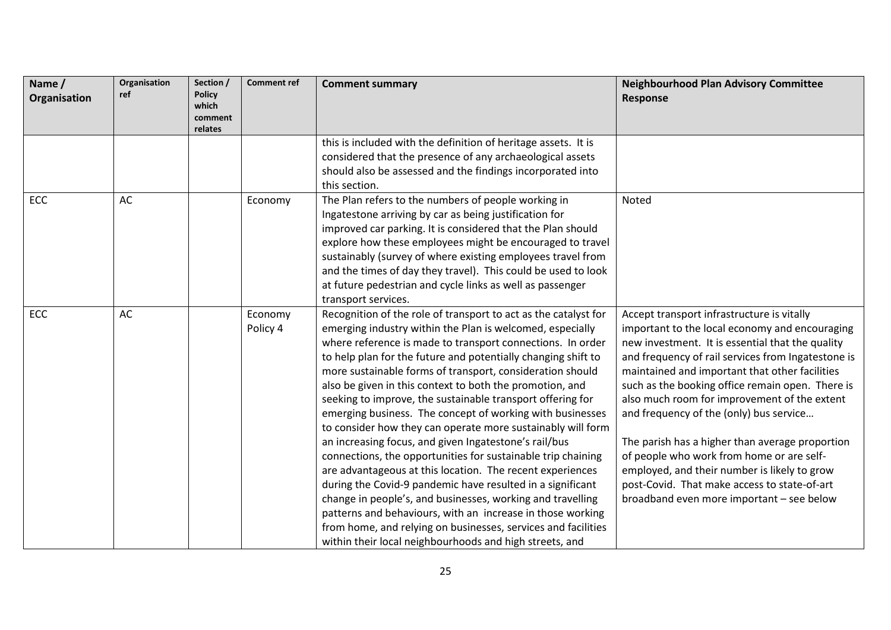| Name / Organisation | Organisation ref | Section / Policy which comment relates | Comment ref | Comment summary | Neighbourhood Plan Advisory Committee Response |
|---|---|---|---|---|---|
| | | | | this is included with the definition of heritage assets. It is considered that the presence of any archaeological assets should also be assessed and the findings incorporated into this section. | |
| ECC | AC | | Economy | The Plan refers to the numbers of people working in Ingatestone arriving by car as being justification for improved car parking. It is considered that the Plan should explore how these employees might be encouraged to travel sustainably (survey of where existing employees travel from and the times of day they travel). This could be used to look at future pedestrian and cycle links as well as passenger transport services. | Noted |
| ECC | AC | | Economy Policy 4 | Recognition of the role of transport to act as the catalyst for emerging industry within the Plan is welcomed, especially where reference is made to transport connections. In order to help plan for the future and potentially changing shift to more sustainable forms of transport, consideration should also be given in this context to both the promotion, and seeking to improve, the sustainable transport offering for emerging business. The concept of working with businesses to consider how they can operate more sustainably will form an increasing focus, and given Ingatestone's rail/bus connections, the opportunities for sustainable trip chaining are advantageous at this location. The recent experiences during the Covid-9 pandemic have resulted in a significant change in people's, and businesses, working and travelling patterns and behaviours, with an increase in those working from home, and relying on businesses, services and facilities within their local neighbourhoods and high streets, and | Accept transport infrastructure is vitally important to the local economy and encouraging new investment. It is essential that the quality and frequency of rail services from Ingatestone is maintained and important that other facilities such as the booking office remain open. There is also much room for improvement of the extent and frequency of the (only) bus service… <br><br> The parish has a higher than average proportion of people who work from home or are self-employed, and their number is likely to grow post-Covid. That make access to state-of-art broadband even more important – see below |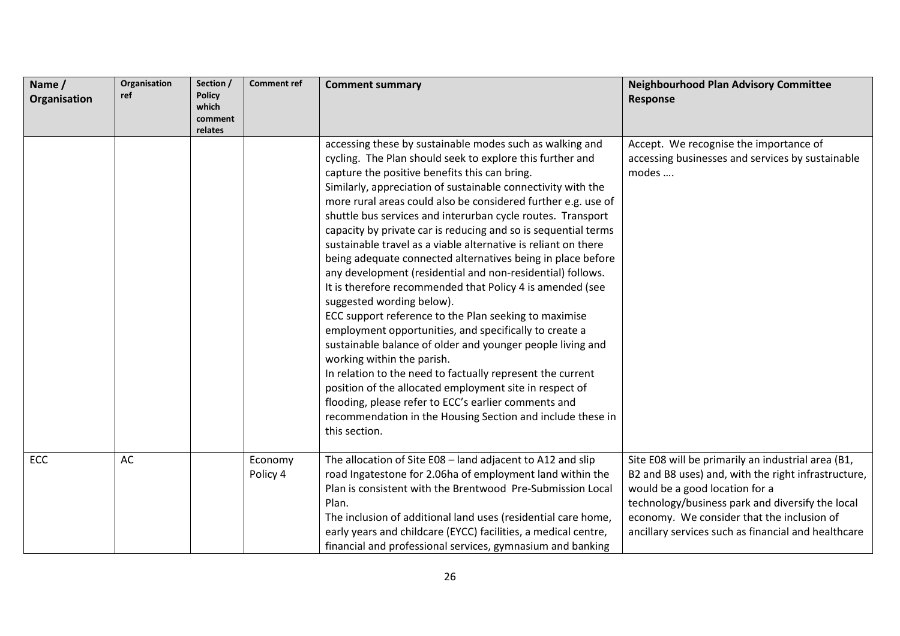| Name / Organisation | Organisation ref | Section / Policy which comment relates | Comment ref | Comment summary | Neighbourhood Plan Advisory Committee Response |
|---|---|---|---|---|---|
| | | | | accessing these by sustainable modes such as walking and cycling. The Plan should seek to explore this further and capture the positive benefits this can bring.<br>Similarly, appreciation of sustainable connectivity with the more rural areas could also be considered further e.g. use of shuttle bus services and interurban cycle routes. Transport capacity by private car is reducing and so is sequential terms sustainable travel as a viable alternative is reliant on there being adequate connected alternatives being in place before any development (residential and non-residential) follows. It is therefore recommended that Policy 4 is amended (see suggested wording below).<br>ECC support reference to the Plan seeking to maximise employment opportunities, and specifically to create a sustainable balance of older and younger people living and working within the parish.<br>In relation to the need to factually represent the current position of the allocated employment site in respect of flooding, please refer to ECC's earlier comments and recommendation in the Housing Section and include these in this section. | Accept. We recognise the importance of accessing businesses and services by sustainable modes …. |
| ECC | AC | | Economy Policy 4 | The allocation of Site E08 – land adjacent to A12 and slip road Ingatestone for 2.06ha of employment land within the Plan is consistent with the Brentwood Pre-Submission Local Plan.<br>The inclusion of additional land uses (residential care home, early years and childcare (EYCC) facilities, a medical centre, financial and professional services, gymnasium and banking | Site E08 will be primarily an industrial area (B1, B2 and B8 uses) and, with the right infrastructure, would be a good location for a technology/business park and diversify the local economy. We consider that the inclusion of ancillary services such as financial and healthcare |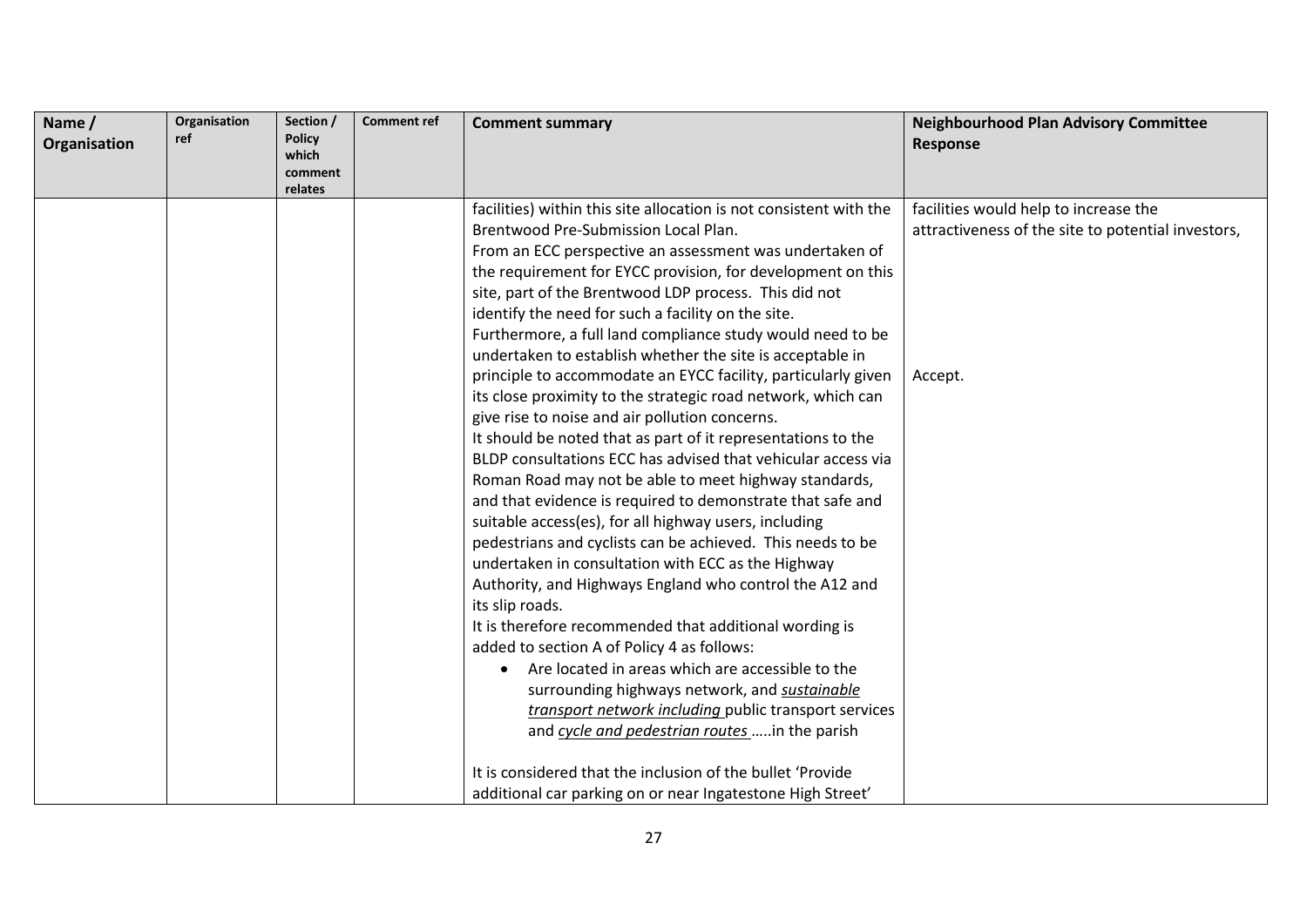| Name / Organisation | Organisation ref | Section / Policy which comment relates | Comment ref | Comment summary | Neighbourhood Plan Advisory Committee Response |
|---|---|---|---|---|---|
| | | | | facilities) within this site allocation is not consistent with the Brentwood Pre-Submission Local Plan.<br>From an ECC perspective an assessment was undertaken of the requirement for EYCC provision, for development on this site, part of the Brentwood LDP process. This did not identify the need for such a facility on the site.<br>Furthermore, a full land compliance study would need to be undertaken to establish whether the site is acceptable in principle to accommodate an EYCC facility, particularly given its close proximity to the strategic road network, which can give rise to noise and air pollution concerns.<br>It should be noted that as part of it representations to the BLDP consultations ECC has advised that vehicular access via Roman Road may not be able to meet highway standards, and that evidence is required to demonstrate that safe and suitable access(es), for all highway users, including pedestrians and cyclists can be achieved. This needs to be undertaken in consultation with ECC as the Highway Authority, and Highways England who control the A12 and its slip roads.<br>It is therefore recommended that additional wording is added to section A of Policy 4 as follows:<br>• Are located in areas which are accessible to the surrounding highways network, and ***sustainable transport network including*** public transport services and ***cycle and pedestrian routes*** …..in the parish<br><br>It is considered that the inclusion of the bullet 'Provide additional car parking on or near Ingatestone High Street' | facilities would help to increase the attractiveness of the site to potential investors,<br><br><br><br><br><br><br>Accept. |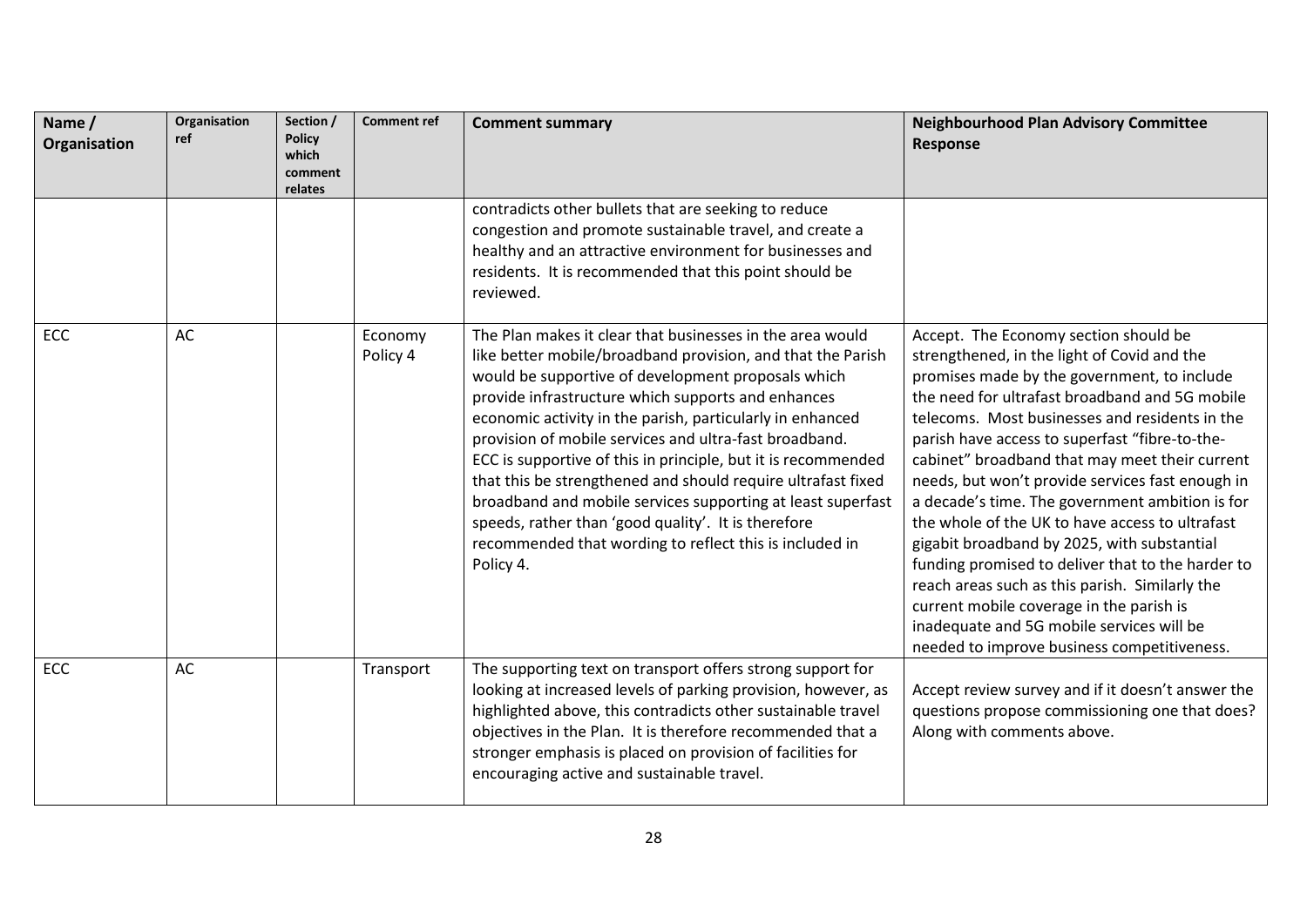| Name / Organisation | Organisation ref | Section / Policy which comment relates | Comment ref | Comment summary | Neighbourhood Plan Advisory Committee Response |
|---|---|---|---|---|---|
| | | | | contradicts other bullets that are seeking to reduce congestion and promote sustainable travel, and create a healthy and an attractive environment for businesses and residents. It is recommended that this point should be reviewed. | |
| ECC | AC | | Economy Policy 4 | The Plan makes it clear that businesses in the area would like better mobile/broadband provision, and that the Parish would be supportive of development proposals which provide infrastructure which supports and enhances economic activity in the parish, particularly in enhanced provision of mobile services and ultra-fast broadband. ECC is supportive of this in principle, but it is recommended that this be strengthened and should require ultrafast fixed broadband and mobile services supporting at least superfast speeds, rather than 'good quality'. It is therefore recommended that wording to reflect this is included in Policy 4. | Accept. The Economy section should be strengthened, in the light of Covid and the promises made by the government, to include the need for ultrafast broadband and 5G mobile telecoms. Most businesses and residents in the parish have access to superfast "fibre-to-the-cabinet" broadband that may meet their current needs, but won't provide services fast enough in a decade's time. The government ambition is for the whole of the UK to have access to ultrafast gigabit broadband by 2025, with substantial funding promised to deliver that to the harder to reach areas such as this parish. Similarly the current mobile coverage in the parish is inadequate and 5G mobile services will be needed to improve business competitiveness. |
| ECC | AC | | Transport | The supporting text on transport offers strong support for looking at increased levels of parking provision, however, as highlighted above, this contradicts other sustainable travel objectives in the Plan. It is therefore recommended that a stronger emphasis is placed on provision of facilities for encouraging active and sustainable travel. | Accept review survey and if it doesn't answer the questions propose commissioning one that does? Along with comments above. |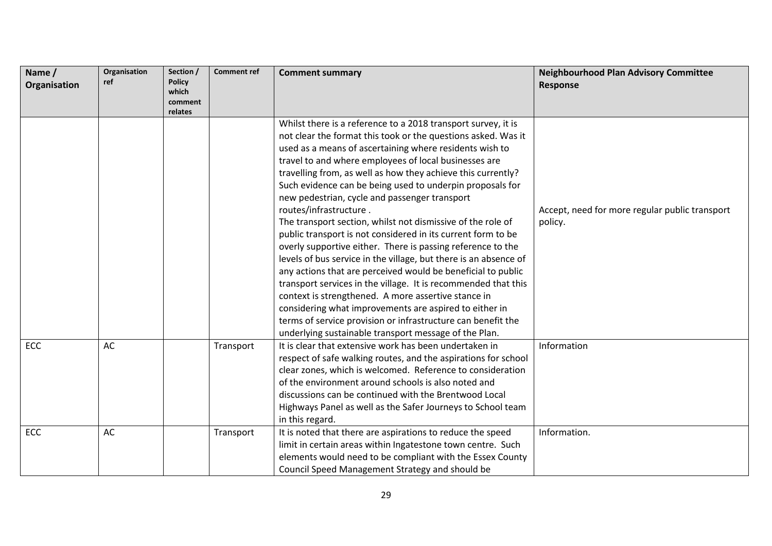| Name / Organisation | Organisation ref | Section / Policy which comment relates | Comment ref | Comment summary | Neighbourhood Plan Advisory Committee Response |
|---|---|---|---|---|---|
| | | | | Whilst there is a reference to a 2018 transport survey, it is not clear the format this took or the questions asked. Was it used as a means of ascertaining where residents wish to travel to and where employees of local businesses are travelling from, as well as how they achieve this currently? Such evidence can be being used to underpin proposals for new pedestrian, cycle and passenger transport routes/infrastructure . The transport section, whilst not dismissive of the role of public transport is not considered in its current form to be overly supportive either. There is passing reference to the levels of bus service in the village, but there is an absence of any actions that are perceived would be beneficial to public transport services in the village. It is recommended that this context is strengthened. A more assertive stance in considering what improvements are aspired to either in terms of service provision or infrastructure can benefit the underlying sustainable transport message of the Plan. | Accept, need for more regular public transport policy. |
| ECC | AC | | Transport | It is clear that extensive work has been undertaken in respect of safe walking routes, and the aspirations for school clear zones, which is welcomed. Reference to consideration of the environment around schools is also noted and discussions can be continued with the Brentwood Local Highways Panel as well as the Safer Journeys to School team in this regard. | Information |
| ECC | AC | | Transport | It is noted that there are aspirations to reduce the speed limit in certain areas within Ingatestone town centre. Such elements would need to be compliant with the Essex County Council Speed Management Strategy and should be | Information. |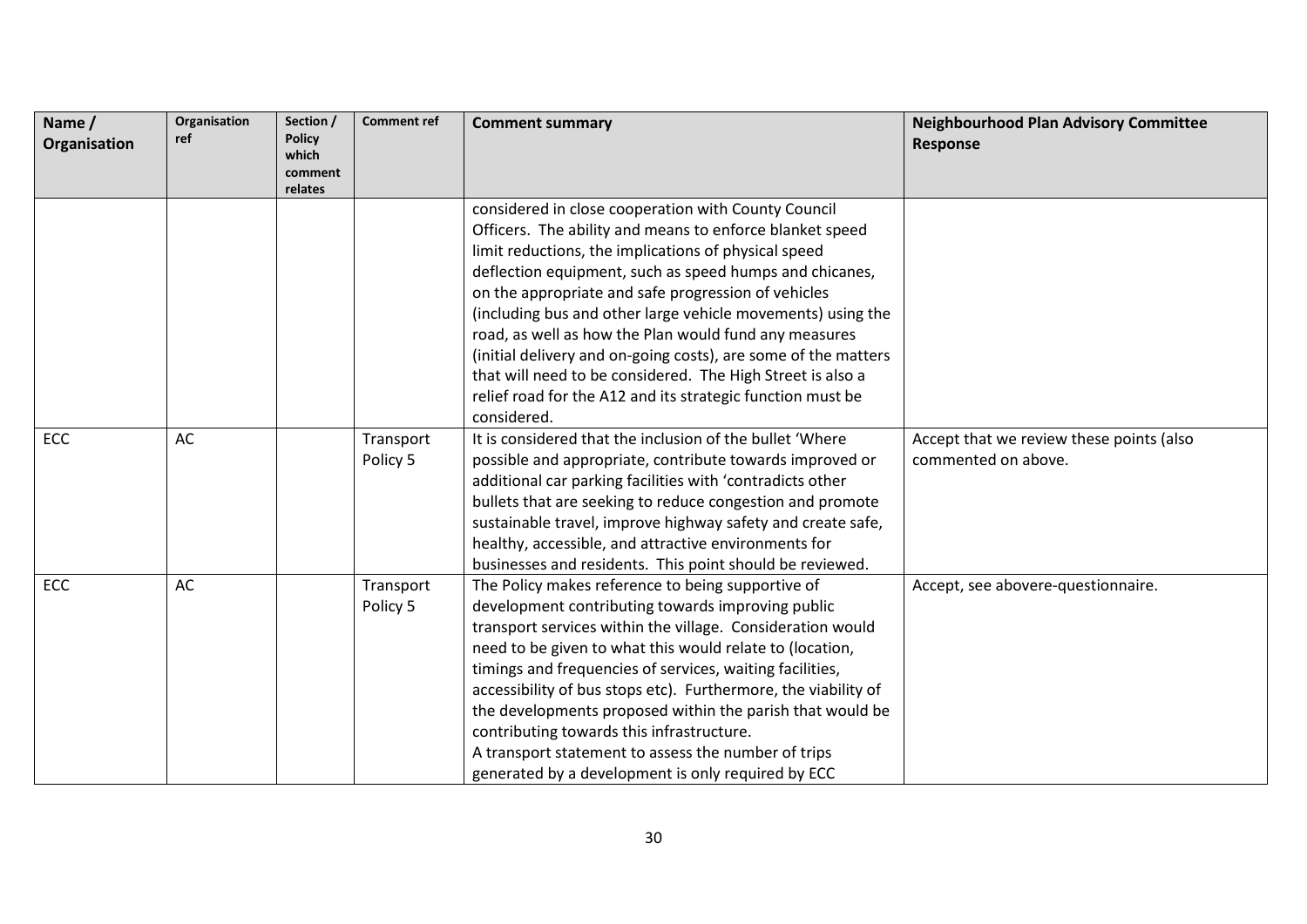| Name / Organisation | Organisation ref | Section / Policy which comment relates | Comment ref | Comment summary | Neighbourhood Plan Advisory Committee Response |
|---|---|---|---|---|---|
| | | | | considered in close cooperation with County Council Officers. The ability and means to enforce blanket speed limit reductions, the implications of physical speed deflection equipment, such as speed humps and chicanes, on the appropriate and safe progression of vehicles (including bus and other large vehicle movements) using the road, as well as how the Plan would fund any measures (initial delivery and on-going costs), are some of the matters that will need to be considered. The High Street is also a relief road for the A12 and its strategic function must be considered. | |
| ECC | AC | | Transport Policy 5 | It is considered that the inclusion of the bullet 'Where possible and appropriate, contribute towards improved or additional car parking facilities with 'contradicts other bullets that are seeking to reduce congestion and promote sustainable travel, improve highway safety and create safe, healthy, accessible, and attractive environments for businesses and residents. This point should be reviewed. | Accept that we review these points (also commented on above. |
| ECC | AC | | Transport Policy 5 | The Policy makes reference to being supportive of development contributing towards improving public transport services within the village. Consideration would need to be given to what this would relate to (location, timings and frequencies of services, waiting facilities, accessibility of bus stops etc). Furthermore, the viability of the developments proposed within the parish that would be contributing towards this infrastructure.<br>A transport statement to assess the number of trips generated by a development is only required by ECC | Accept, see abovere-questionnaire. |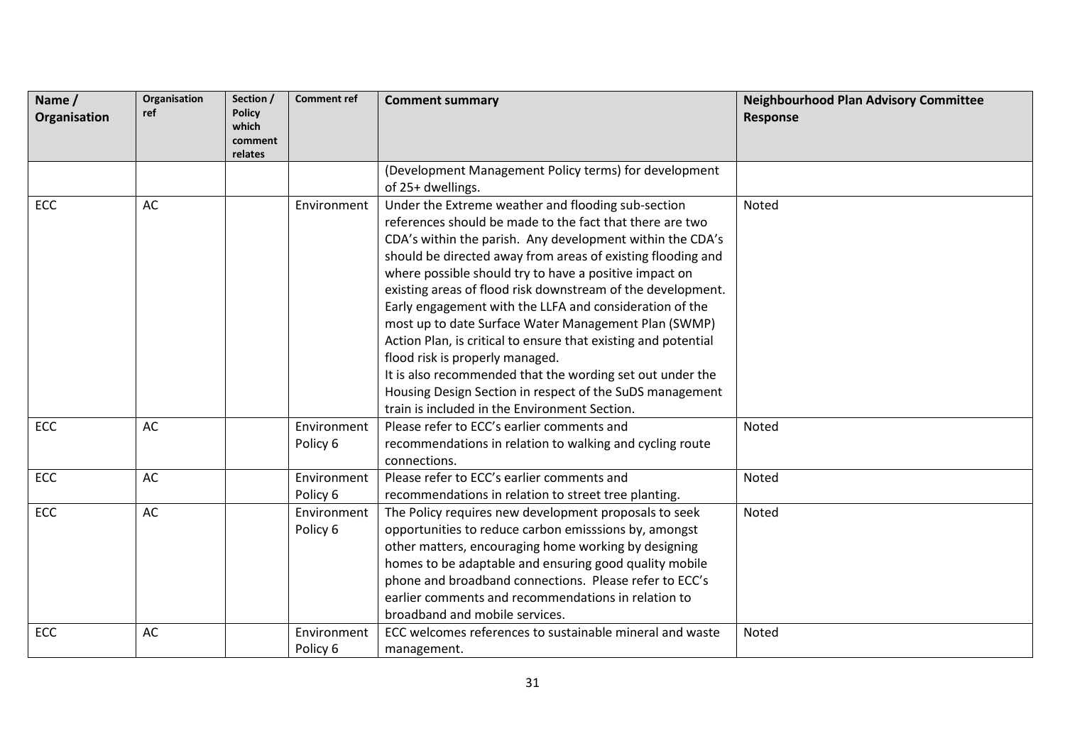| Name / Organisation | Organisation ref | Section / Policy which comment relates | Comment ref | Comment summary | Neighbourhood Plan Advisory Committee Response |
|---|---|---|---|---|---|
| | | | | (Development Management Policy terms) for development of 25+ dwellings. | |
| ECC | AC | | Environment | Under the Extreme weather and flooding sub-section references should be made to the fact that there are two CDA's within the parish. Any development within the CDA's should be directed away from areas of existing flooding and where possible should try to have a positive impact on existing areas of flood risk downstream of the development. Early engagement with the LLFA and consideration of the most up to date Surface Water Management Plan (SWMP) Action Plan, is critical to ensure that existing and potential flood risk is properly managed.<br>It is also recommended that the wording set out under the Housing Design Section in respect of the SuDS management train is included in the Environment Section. | Noted |
| ECC | AC | | Environment Policy 6 | Please refer to ECC's earlier comments and recommendations in relation to walking and cycling route connections. | Noted |
| ECC | AC | | Environment Policy 6 | Please refer to ECC's earlier comments and recommendations in relation to street tree planting. | Noted |
| ECC | AC | | Environment Policy 6 | The Policy requires new development proposals to seek opportunities to reduce carbon emisssions by, amongst other matters, encouraging home working by designing homes to be adaptable and ensuring good quality mobile phone and broadband connections. Please refer to ECC's earlier comments and recommendations in relation to broadband and mobile services. | Noted |
| ECC | AC | | Environment Policy 6 | ECC welcomes references to sustainable mineral and waste management. | Noted |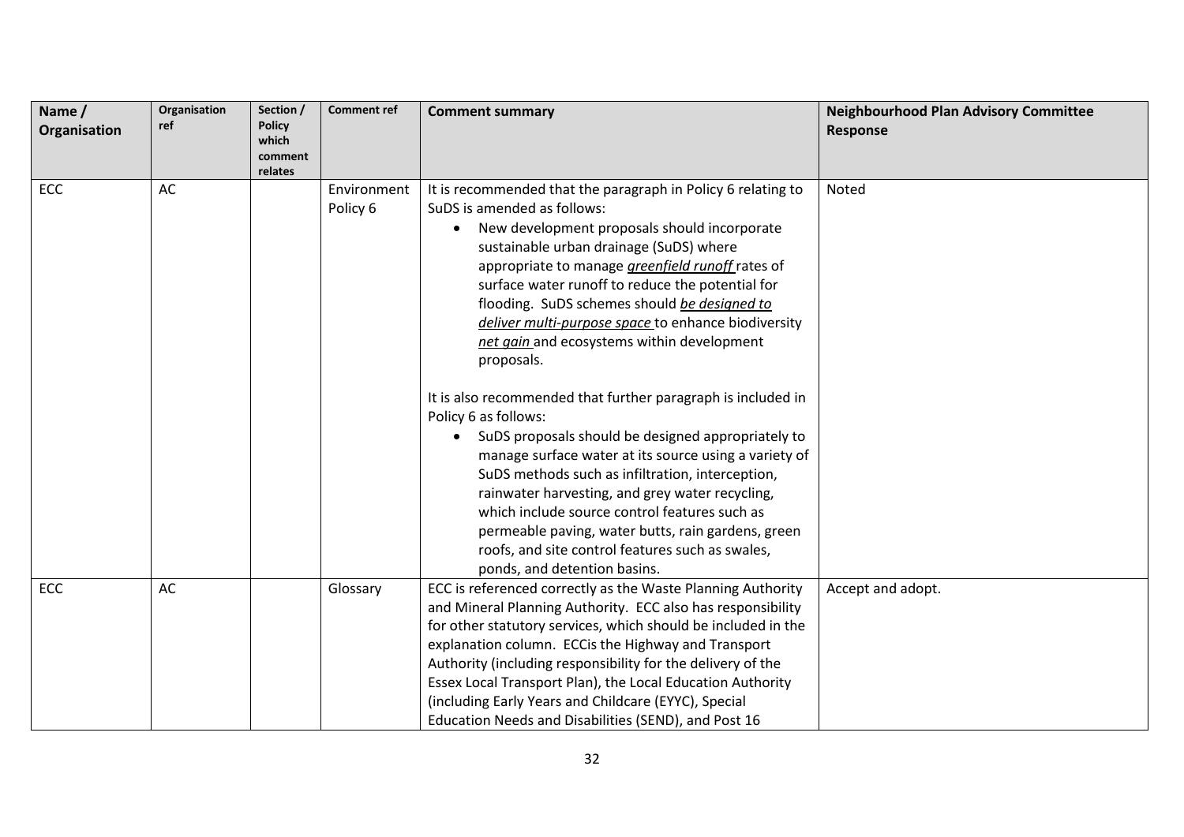| Name / Organisation | Organisation ref | Section / Policy which comment relates | Comment ref | Comment summary | Neighbourhood Plan Advisory Committee Response |
|---|---|---|---|---|---|
| ECC | AC | | Environment Policy 6 | It is recommended that the paragraph in Policy 6 relating to SuDS is amended as follows:<br>• New development proposals should incorporate sustainable urban drainage (SuDS) where appropriate to manage <u>*greenfield runoff*</u> rates of surface water runoff to reduce the potential for flooding. SuDS schemes should <u>*be designed to deliver multi-purpose space*</u> to enhance biodiversity <u>*net gain*</u> and ecosystems within development proposals.<br><br>It is also recommended that further paragraph is included in Policy 6 as follows:<br>• SuDS proposals should be designed appropriately to manage surface water at its source using a variety of SuDS methods such as infiltration, interception, rainwater harvesting, and grey water recycling, which include source control features such as permeable paving, water butts, rain gardens, green roofs, and site control features such as swales, ponds, and detention basins. | Noted |
| ECC | AC | | Glossary | ECC is referenced correctly as the Waste Planning Authority and Mineral Planning Authority. ECC also has responsibility for other statutory services, which should be included in the explanation column. ECCis the Highway and Transport Authority (including responsibility for the delivery of the Essex Local Transport Plan), the Local Education Authority (including Early Years and Childcare (EYYC), Special Education Needs and Disabilities (SEND), and Post 16 | Accept and adopt. |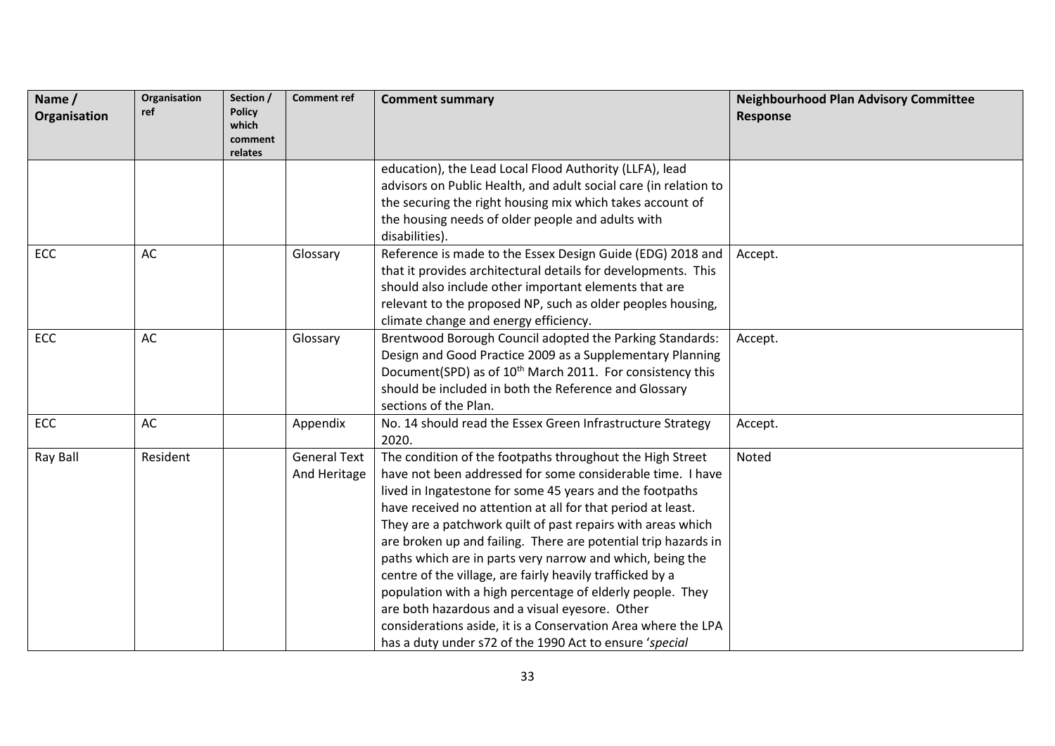| Name / Organisation | Organisation ref | Section / Policy which comment relates | Comment ref | Comment summary | Neighbourhood Plan Advisory Committee Response |
|---|---|---|---|---|---|
| | | | | education), the Lead Local Flood Authority (LLFA), lead advisors on Public Health, and adult social care (in relation to the securing the right housing mix which takes account of the housing needs of older people and adults with disabilities). | |
| ECC | AC | | Glossary | Reference is made to the Essex Design Guide (EDG) 2018 and that it provides architectural details for developments. This should also include other important elements that are relevant to the proposed NP, such as older peoples housing, climate change and energy efficiency. | Accept. |
| ECC | AC | | Glossary | Brentwood Borough Council adopted the Parking Standards: Design and Good Practice 2009 as a Supplementary Planning Document(SPD) as of 10th March 2011. For consistency this should be included in both the Reference and Glossary sections of the Plan. | Accept. |
| ECC | AC | | Appendix | No. 14 should read the Essex Green Infrastructure Strategy 2020. | Accept. |
| Ray Ball | Resident | | General Text And Heritage | The condition of the footpaths throughout the High Street have not been addressed for some considerable time. I have lived in Ingatestone for some 45 years and the footpaths have received no attention at all for that period at least. They are a patchwork quilt of past repairs with areas which are broken up and failing. There are potential trip hazards in paths which are in parts very narrow and which, being the centre of the village, are fairly heavily trafficked by a population with a high percentage of elderly people. They are both hazardous and a visual eyesore. Other considerations aside, it is a Conservation Area where the LPA has a duty under s72 of the 1990 Act to ensure '*special* | Noted |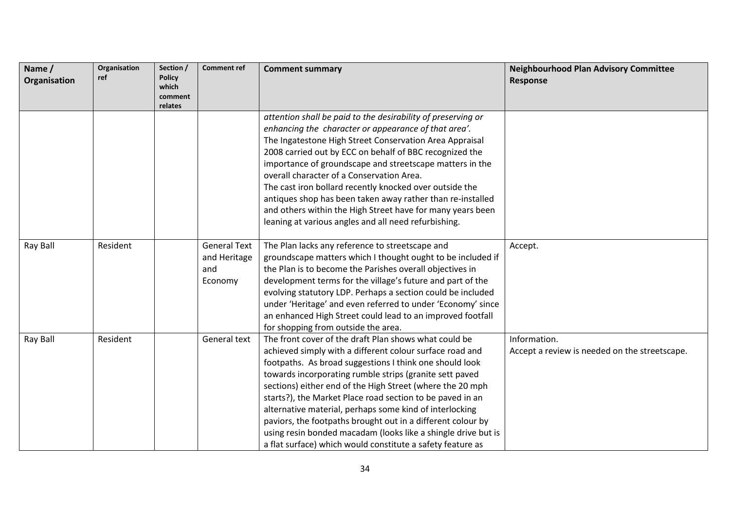| Name / Organisation | Organisation ref | Section / Policy which comment relates | Comment ref | Comment summary | Neighbourhood Plan Advisory Committee Response |
|---|---|---|---|---|---|
| | | | | *attention shall be paid to the desirability of preserving or enhancing the character or appearance of that area'.* The Ingatestone High Street Conservation Area Appraisal 2008 carried out by ECC on behalf of BBC recognized the importance of groundscape and streetscape matters in the overall character of a Conservation Area. The cast iron bollard recently knocked over outside the antiques shop has been taken away rather than re-installed and others within the High Street have for many years been leaning at various angles and all need refurbishing. | |
| Ray Ball | Resident | | General Text and Heritage and Economy | The Plan lacks any reference to streetscape and groundscape matters which I thought ought to be included if the Plan is to become the Parishes overall objectives in development terms for the village's future and part of the evolving statutory LDP. Perhaps a section could be included under 'Heritage' and even referred to under 'Economy' since an enhanced High Street could lead to an improved footfall for shopping from outside the area. | Accept. |
| Ray Ball | Resident | | General text | The front cover of the draft Plan shows what could be achieved simply with a different colour surface road and footpaths. As broad suggestions I think one should look towards incorporating rumble strips (granite sett paved sections) either end of the High Street (where the 20 mph starts?), the Market Place road section to be paved in an alternative material, perhaps some kind of interlocking paviors, the footpaths brought out in a different colour by using resin bonded macadam (looks like a shingle drive but is a flat surface) which would constitute a safety feature as | Information. Accept a review is needed on the streetscape. |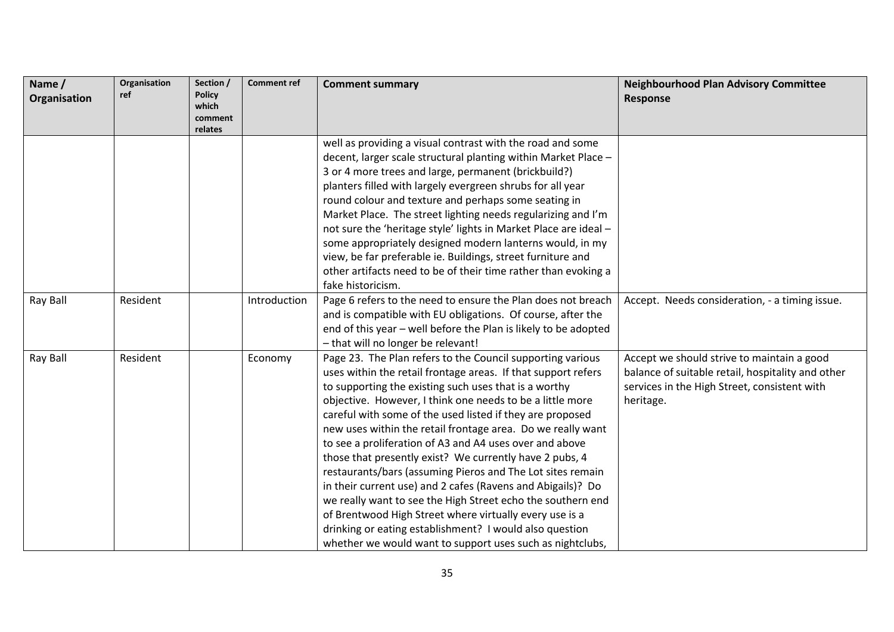| Name / Organisation | Organisation ref | Section / Policy which comment relates | Comment ref | Comment summary | Neighbourhood Plan Advisory Committee Response |
|---|---|---|---|---|---|
| | | | | well as providing a visual contrast with the road and some decent, larger scale structural planting within Market Place – 3 or 4 more trees and large, permanent (brickbuild?) planters filled with largely evergreen shrubs for all year round colour and texture and perhaps some seating in Market Place. The street lighting needs regularizing and I'm not sure the 'heritage style' lights in Market Place are ideal – some appropriately designed modern lanterns would, in my view, be far preferable ie. Buildings, street furniture and other artifacts need to be of their time rather than evoking a fake historicism. | |
| Ray Ball | Resident | | Introduction | Page 6 refers to the need to ensure the Plan does not breach and is compatible with EU obligations. Of course, after the end of this year – well before the Plan is likely to be adopted – that will no longer be relevant! | Accept. Needs consideration, - a timing issue. |
| Ray Ball | Resident | | Economy | Page 23. The Plan refers to the Council supporting various uses within the retail frontage areas. If that support refers to supporting the existing such uses that is a worthy objective. However, I think one needs to be a little more careful with some of the used listed if they are proposed new uses within the retail frontage area. Do we really want to see a proliferation of A3 and A4 uses over and above those that presently exist? We currently have 2 pubs, 4 restaurants/bars (assuming Pieros and The Lot sites remain in their current use) and 2 cafes (Ravens and Abigails)? Do we really want to see the High Street echo the southern end of Brentwood High Street where virtually every use is a drinking or eating establishment? I would also question whether we would want to support uses such as nightclubs, | Accept we should strive to maintain a good balance of suitable retail, hospitality and other services in the High Street, consistent with heritage. |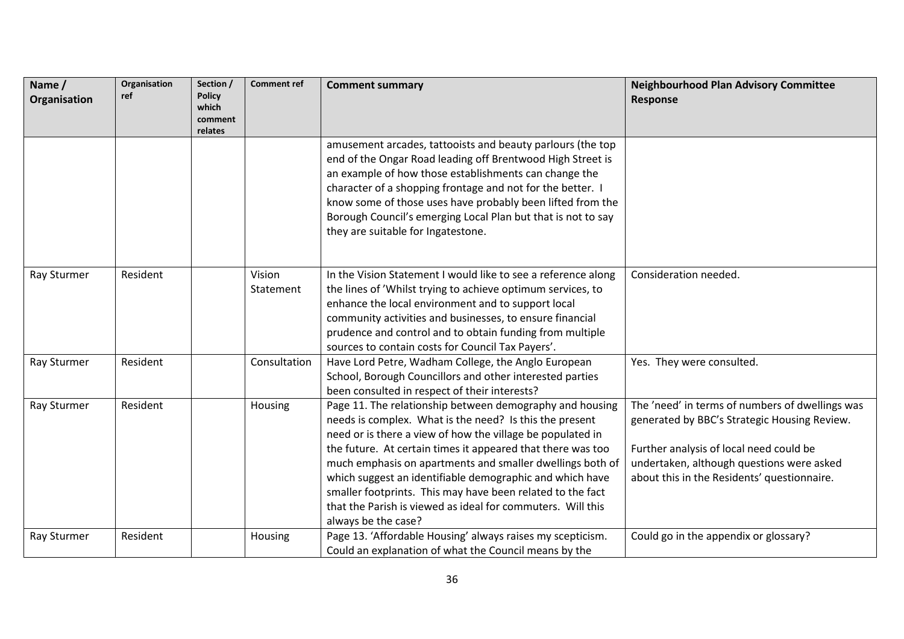| Name / Organisation | Organisation ref | Section / Policy which comment relates | Comment ref | Comment summary | Neighbourhood Plan Advisory Committee Response |
| --- | --- | --- | --- | --- | --- |
| | | | | amusement arcades, tattooists and beauty parlours (the top end of the Ongar Road leading off Brentwood High Street is an example of how those establishments can change the character of a shopping frontage and not for the better. I know some of those uses have probably been lifted from the Borough Council's emerging Local Plan but that is not to say they are suitable for Ingatestone. | |
| Ray Sturmer | Resident | | Vision Statement | In the Vision Statement I would like to see a reference along the lines of 'Whilst trying to achieve optimum services, to enhance the local environment and to support local community activities and businesses, to ensure financial prudence and control and to obtain funding from multiple sources to contain costs for Council Tax Payers'. | Consideration needed. |
| Ray Sturmer | Resident | | Consultation | Have Lord Petre, Wadham College, the Anglo European School, Borough Councillors and other interested parties been consulted in respect of their interests? | Yes. They were consulted. |
| Ray Sturmer | Resident | | Housing | Page 11. The relationship between demography and housing needs is complex. What is the need? Is this the present need or is there a view of how the village be populated in the future. At certain times it appeared that there was too much emphasis on apartments and smaller dwellings both of which suggest an identifiable demographic and which have smaller footprints. This may have been related to the fact that the Parish is viewed as ideal for commuters. Will this always be the case? | The 'need' in terms of numbers of dwellings was generated by BBC's Strategic Housing Review.<br><br>Further analysis of local need could be undertaken, although questions were asked about this in the Residents' questionnaire. |
| Ray Sturmer | Resident | | Housing | Page 13. 'Affordable Housing' always raises my scepticism. Could an explanation of what the Council means by the | Could go in the appendix or glossary? |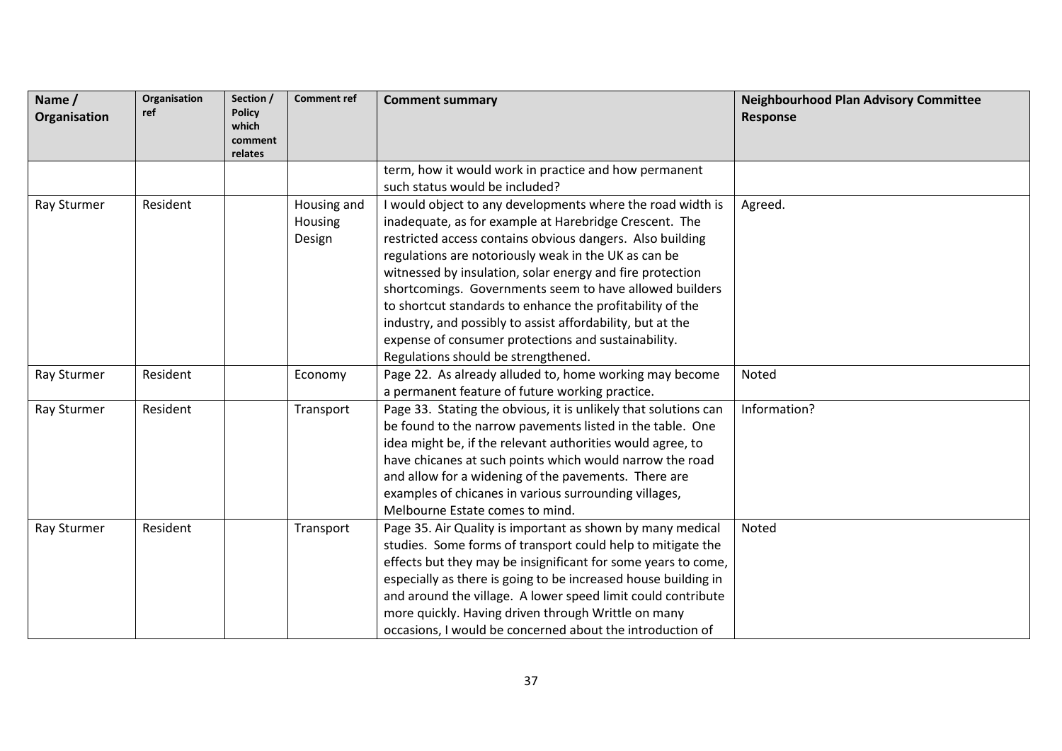| Name / Organisation | Organisation ref | Section / Policy which comment relates | Comment ref | Comment summary | Neighbourhood Plan Advisory Committee Response |
|---|---|---|---|---|---|
| | | | | term, how it would work in practice and how permanent such status would be included? | |
| Ray Sturmer | Resident | | Housing and Housing Design | I would object to any developments where the road width is inadequate, as for example at Harebridge Crescent. The restricted access contains obvious dangers. Also building regulations are notoriously weak in the UK as can be witnessed by insulation, solar energy and fire protection shortcomings. Governments seem to have allowed builders to shortcut standards to enhance the profitability of the industry, and possibly to assist affordability, but at the expense of consumer protections and sustainability. Regulations should be strengthened. | Agreed. |
| Ray Sturmer | Resident | | Economy | Page 22. As already alluded to, home working may become a permanent feature of future working practice. | Noted |
| Ray Sturmer | Resident | | Transport | Page 33. Stating the obvious, it is unlikely that solutions can be found to the narrow pavements listed in the table. One idea might be, if the relevant authorities would agree, to have chicanes at such points which would narrow the road and allow for a widening of the pavements. There are examples of chicanes in various surrounding villages, Melbourne Estate comes to mind. | Information? |
| Ray Sturmer | Resident | | Transport | Page 35. Air Quality is important as shown by many medical studies. Some forms of transport could help to mitigate the effects but they may be insignificant for some years to come, especially as there is going to be increased house building in and around the village. A lower speed limit could contribute more quickly. Having driven through Writtle on many occasions, I would be concerned about the introduction of | Noted |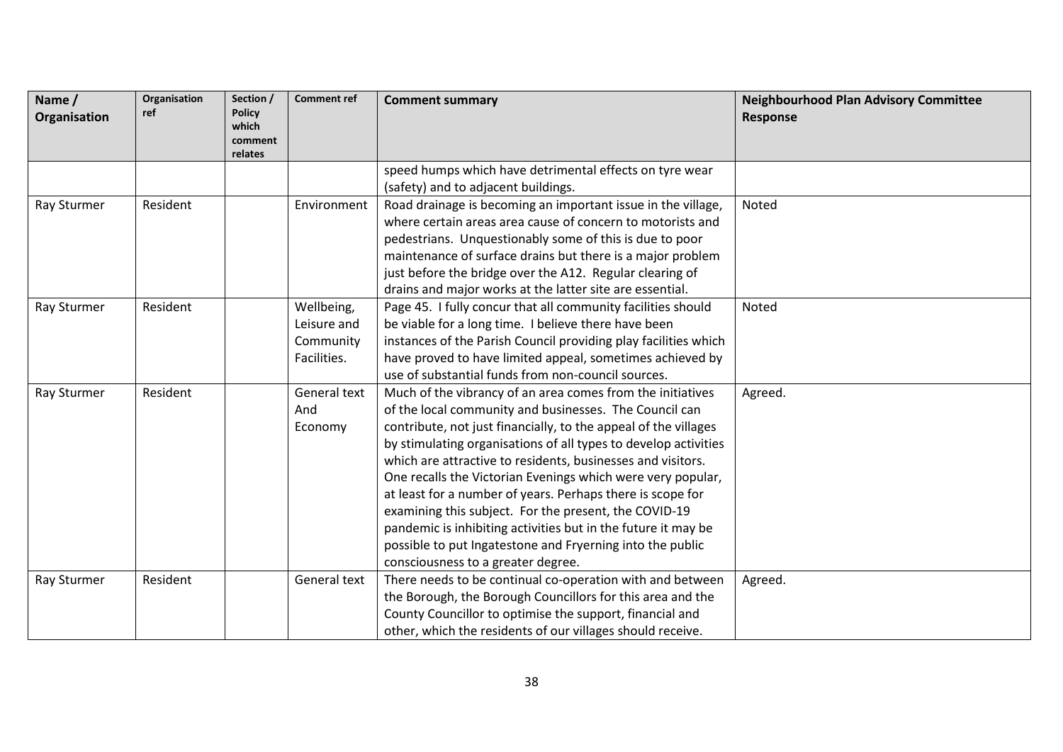| Name / Organisation | Organisation ref | Section / Policy which comment relates | Comment ref | Comment summary | Neighbourhood Plan Advisory Committee Response |
|---|---|---|---|---|---|
| | | | | speed humps which have detrimental effects on tyre wear (safety) and to adjacent buildings. | |
| Ray Sturmer | Resident | | Environment | Road drainage is becoming an important issue in the village, where certain areas area cause of concern to motorists and pedestrians. Unquestionably some of this is due to poor maintenance of surface drains but there is a major problem just before the bridge over the A12. Regular clearing of drains and major works at the latter site are essential. | Noted |
| Ray Sturmer | Resident | | Wellbeing, Leisure and Community Facilities. | Page 45. I fully concur that all community facilities should be viable for a long time. I believe there have been instances of the Parish Council providing play facilities which have proved to have limited appeal, sometimes achieved by use of substantial funds from non-council sources. | Noted |
| Ray Sturmer | Resident | | General text And Economy | Much of the vibrancy of an area comes from the initiatives of the local community and businesses. The Council can contribute, not just financially, to the appeal of the villages by stimulating organisations of all types to develop activities which are attractive to residents, businesses and visitors. One recalls the Victorian Evenings which were very popular, at least for a number of years. Perhaps there is scope for examining this subject. For the present, the COVID-19 pandemic is inhibiting activities but in the future it may be possible to put Ingatestone and Fryerning into the public consciousness to a greater degree. | Agreed. |
| Ray Sturmer | Resident | | General text | There needs to be continual co-operation with and between the Borough, the Borough Councillors for this area and the County Councillor to optimise the support, financial and other, which the residents of our villages should receive. | Agreed. |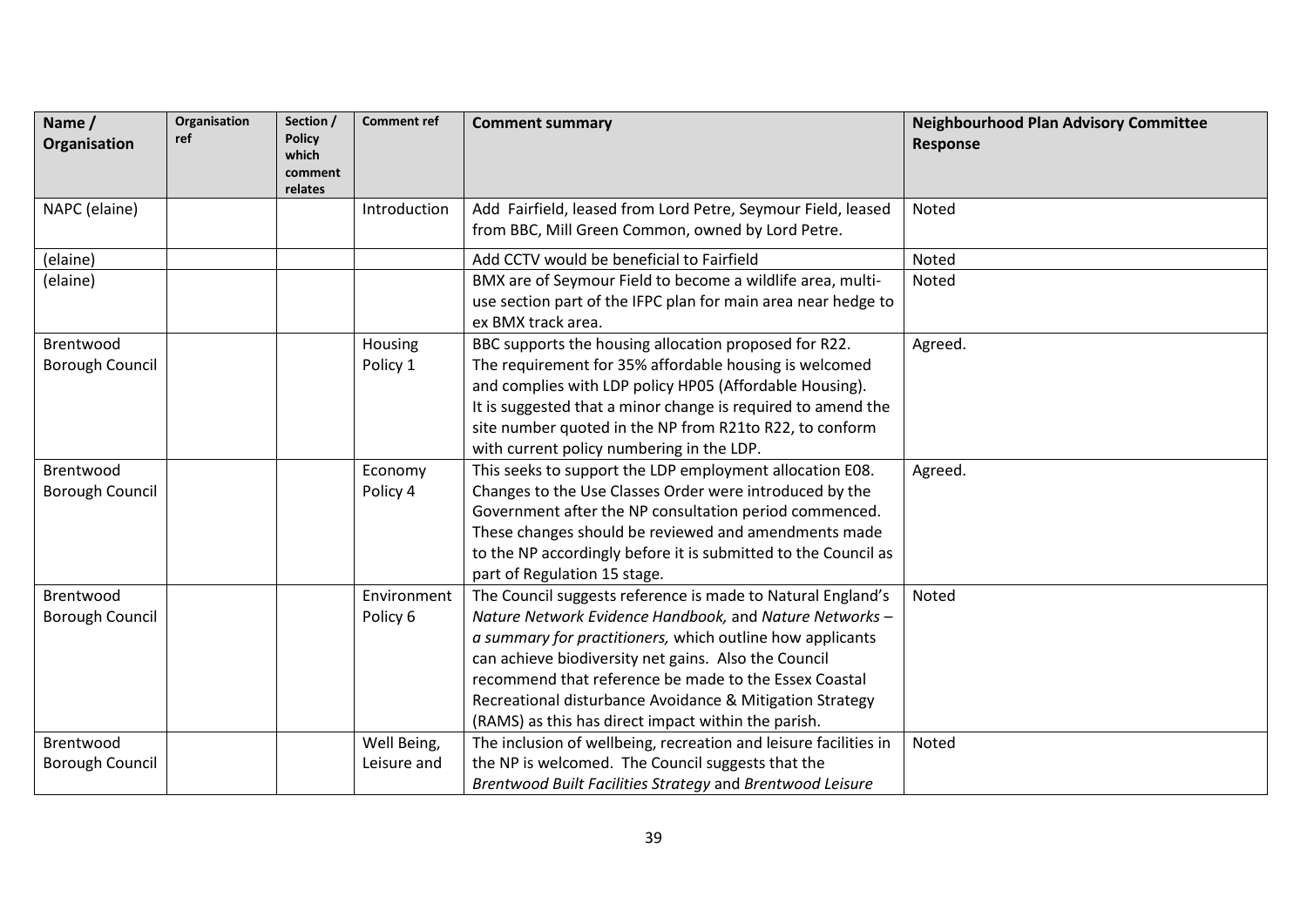| Name / Organisation | Organisation ref | Section / Policy which comment relates | Comment ref | Comment summary | Neighbourhood Plan Advisory Committee Response |
|---|---|---|---|---|---|
| NAPC (elaine) | | | Introduction | Add Fairfield, leased from Lord Petre, Seymour Field, leased from BBC, Mill Green Common, owned by Lord Petre. | Noted |
| (elaine) | | | | Add CCTV would be beneficial to Fairfield | Noted |
| (elaine) | | | | BMX are of Seymour Field to become a wildlife area, multi-use section part of the IFPC plan for main area near hedge to ex BMX track area. | Noted |
| Brentwood Borough Council | | | Housing Policy 1 | BBC supports the housing allocation proposed for R22. The requirement for 35% affordable housing is welcomed and complies with LDP policy HP05 (Affordable Housing). It is suggested that a minor change is required to amend the site number quoted in the NP from R21to R22, to conform with current policy numbering in the LDP. | Agreed. |
| Brentwood Borough Council | | | Economy Policy 4 | This seeks to support the LDP employment allocation E08. Changes to the Use Classes Order were introduced by the Government after the NP consultation period commenced. These changes should be reviewed and amendments made to the NP accordingly before it is submitted to the Council as part of Regulation 15 stage. | Agreed. |
| Brentwood Borough Council | | | Environment Policy 6 | The Council suggests reference is made to Natural England's *Nature Network Evidence Handbook,* and *Nature Networks – a summary for practitioners,* which outline how applicants can achieve biodiversity net gains. Also the Council recommend that reference be made to the Essex Coastal Recreational disturbance Avoidance & Mitigation Strategy (RAMS) as this has direct impact within the parish. | Noted |
| Brentwood Borough Council | | | Well Being, Leisure and | The inclusion of wellbeing, recreation and leisure facilities in the NP is welcomed. The Council suggests that the *Brentwood Built Facilities Strategy* and *Brentwood Leisure* | Noted |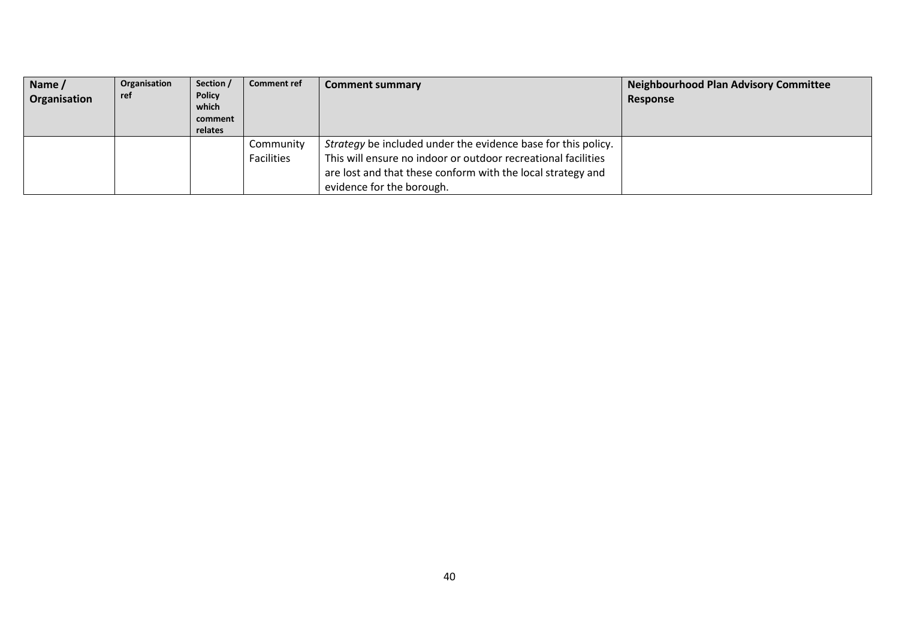| Name / Organisation | Organisation ref | Section / Policy which comment relates | Comment ref | Comment summary | Neighbourhood Plan Advisory Committee Response |
|---|---|---|---|---|---|
| | | | Community Facilities | *Strategy* be included under the evidence base for this policy. This will ensure no indoor or outdoor recreational facilities are lost and that these conform with the local strategy and evidence for the borough. | |